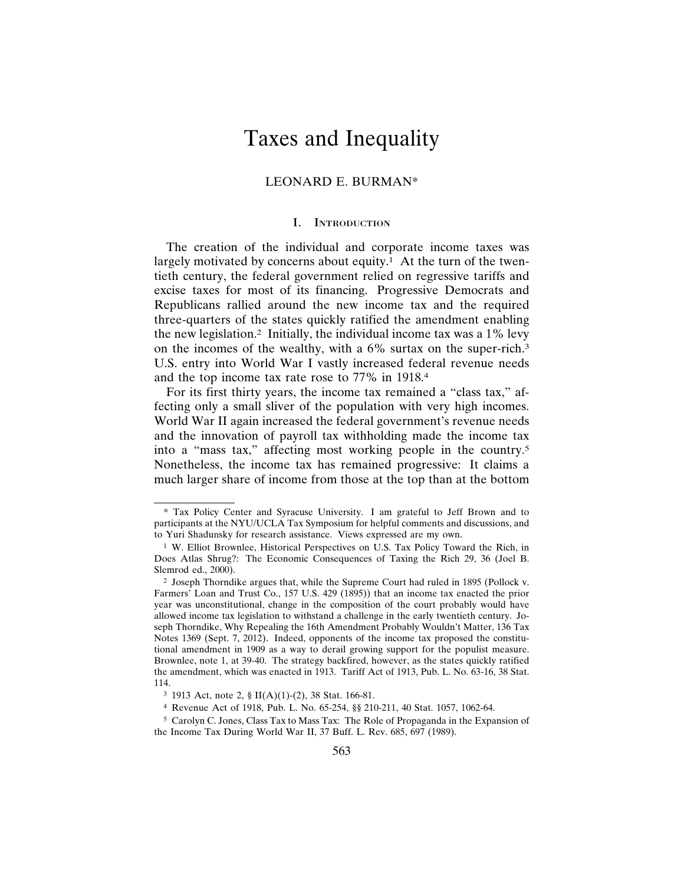# Taxes and Inequality

LEONARD E. BURMAN*

## I. Introduction

The creation of the individual and corporate income taxes was largely motivated by concerns about equity.[1] At the turn of the twentieth century, the federal government relied on regressive tariffs and excise taxes for most of its financing. Progressive Democrats and Republicans rallied around the new income tax and the required three-quarters of the states quickly ratified the amendment enabling the new legislation.[2] Initially, the individual income tax was a 1% levy on the incomes of the wealthy, with a 6% surtax on the super-rich.[3] U.S. entry into World War I vastly increased federal revenue needs and the top income tax rate rose to 77% in 1918.[4]

For its first thirty years, the income tax remained a "class tax," affecting only a small sliver of the population with very high incomes. World War II again increased the federal government's revenue needs and the innovation of payroll tax withholding made the income tax into a "mass tax," affecting most working people in the country.[5] Nonetheless, the income tax has remained progressive: It claims a much larger share of income from those at the top than at the bottom

---

\* Tax Policy Center and Syracuse University. I am grateful to Jeff Brown and to participants at the NYU/UCLA Tax Symposium for helpful comments and discussions, and to Yuri Shadunsky for research assistance. Views expressed are my own.

[1] W. Elliot Brownlee, Historical Perspectives on U.S. Tax Policy Toward the Rich, in Does Atlas Shrug?: The Economic Consequences of Taxing the Rich 29, 36 (Joel B. Slemrod ed., 2000).

[2] Joseph Thorndike argues that, while the Supreme Court had ruled in 1895 (Pollock v. Farmers' Loan and Trust Co., 157 U.S. 429 (1895)) that an income tax enacted the prior year was unconstitutional, change in the composition of the court probably would have allowed income tax legislation to withstand a challenge in the early twentieth century. Joseph Thorndike, Why Repealing the 16th Amendment Probably Wouldn't Matter, 136 Tax Notes 1369 (Sept. 7, 2012). Indeed, opponents of the income tax proposed the constitutional amendment in 1909 as a way to derail growing support for the populist measure. Brownlee, note 1, at 39-40. The strategy backfired, however, as the states quickly ratified the amendment, which was enacted in 1913. Tariff Act of 1913, Pub. L. No. 63-16, 38 Stat. 114.

[3] 1913 Act, note 2, § II(A)(1)-(2), 38 Stat. 166-81.

[4] Revenue Act of 1918, Pub. L. No. 65-254, §§ 210-211, 40 Stat. 1057, 1062-64.

[5] Carolyn C. Jones, Class Tax to Mass Tax: The Role of Propaganda in the Expansion of the Income Tax During World War II, 37 Buff. L. Rev. 685, 697 (1989).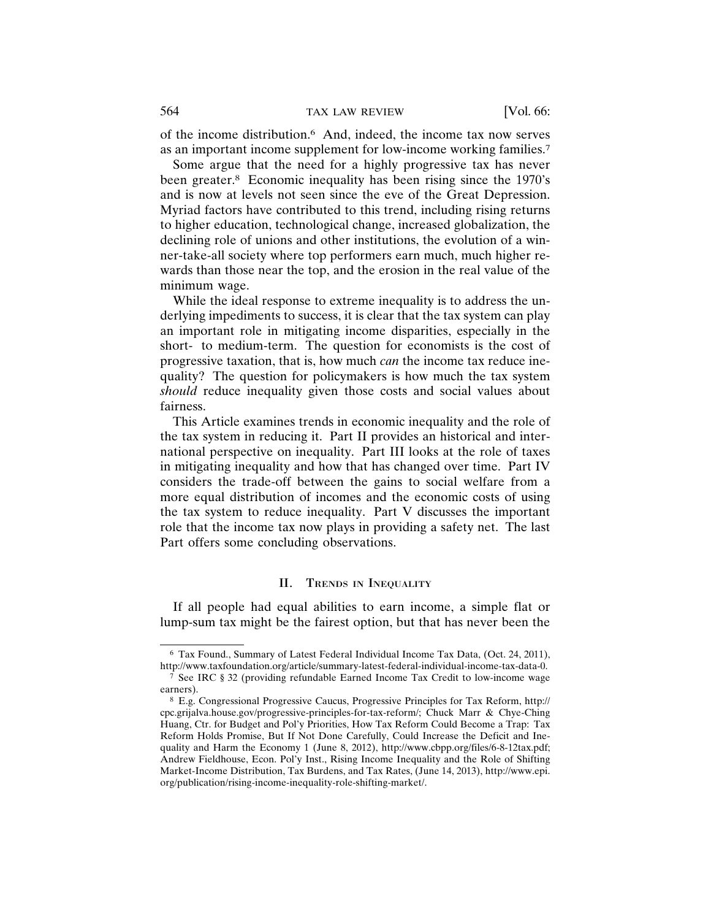of the income distribution.[6] And, indeed, the income tax now serves as an important income supplement for low-income working families.[7]

Some argue that the need for a highly progressive tax has never been greater.[8] Economic inequality has been rising since the 1970's and is now at levels not seen since the eve of the Great Depression. Myriad factors have contributed to this trend, including rising returns to higher education, technological change, increased globalization, the declining role of unions and other institutions, the evolution of a winner-take-all society where top performers earn much, much higher rewards than those near the top, and the erosion in the real value of the minimum wage.

While the ideal response to extreme inequality is to address the underlying impediments to success, it is clear that the tax system can play an important role in mitigating income disparities, especially in the short- to medium-term. The question for economists is the cost of progressive taxation, that is, how much *can* the income tax reduce inequality? The question for policymakers is how much the tax system *should* reduce inequality given those costs and social values about fairness.

This Article examines trends in economic inequality and the role of the tax system in reducing it. Part II provides an historical and international perspective on inequality. Part III looks at the role of taxes in mitigating inequality and how that has changed over time. Part IV considers the trade-off between the gains to social welfare from a more equal distribution of incomes and the economic costs of using the tax system to reduce inequality. Part V discusses the important role that the income tax now plays in providing a safety net. The last Part offers some concluding observations.

## II. Trends in Inequality

If all people had equal abilities to earn income, a simple flat or lump-sum tax might be the fairest option, but that has never been the

---

[6] Tax Found., Summary of Latest Federal Individual Income Tax Data, (Oct. 24, 2011), http://www.taxfoundation.org/article/summary-latest-federal-individual-income-tax-data-0.

[7] See IRC § 32 (providing refundable Earned Income Tax Credit to low-income wage earners).

[8] E.g. Congressional Progressive Caucus, Progressive Principles for Tax Reform, http://cpc.grijalva.house.gov/progressive-principles-for-tax-reform/; Chuck Marr & Chye-Ching Huang, Ctr. for Budget and Pol'y Priorities, How Tax Reform Could Become a Trap: Tax Reform Holds Promise, But If Not Done Carefully, Could Increase the Deficit and Inequality and Harm the Economy 1 (June 8, 2012), http://www.cbpp.org/files/6-8-12tax.pdf; Andrew Fieldhouse, Econ. Pol'y Inst., Rising Income Inequality and the Role of Shifting Market-Income Distribution, Tax Burdens, and Tax Rates, (June 14, 2013), http://www.epi.org/publication/rising-income-inequality-role-shifting-market/.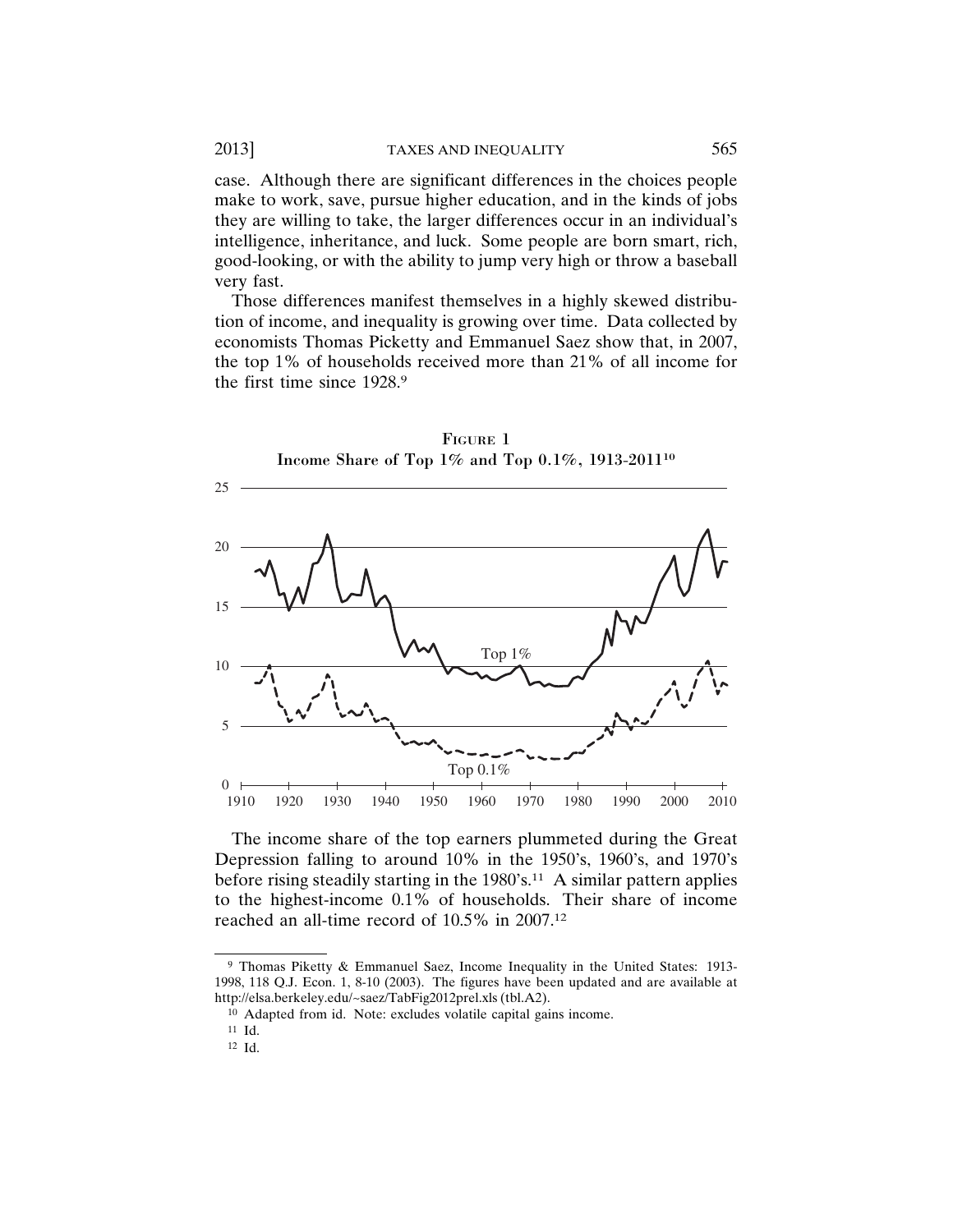case. Although there are significant differences in the choices people make to work, save, pursue higher education, and in the kinds of jobs they are willing to take, the larger differences occur in an individual's intelligence, inheritance, and luck. Some people are born smart, rich, good-looking, or with the ability to jump very high or throw a baseball very fast.

Those differences manifest themselves in a highly skewed distribution of income, and inequality is growing over time. Data collected by economists Thomas Picketty and Emmanuel Saez show that, in 2007, the top 1% of households received more than 21% of all income for the first time since 1928.[9]

FIGURE 1
**Income Share of Top 1% and Top 0.1%, 1913-2011**[10]

The income share of the top earners plummeted during the Great Depression falling to around 10% in the 1950's, 1960's, and 1970's before rising steadily starting in the 1980's.[11] A similar pattern applies to the highest-income 0.1% of households. Their share of income reached an all-time record of 10.5% in 2007.[12]

---

[9] Thomas Piketty & Emmanuel Saez, Income Inequality in the United States: 1913-1998, 118 Q.J. Econ. 1, 8-10 (2003). The figures have been updated and are available at http://elsa.berkeley.edu/~saez/TabFig2012prel.xls (tbl.A2).

[10] Adapted from id. Note: excludes volatile capital gains income.

[11] Id.

[12] Id.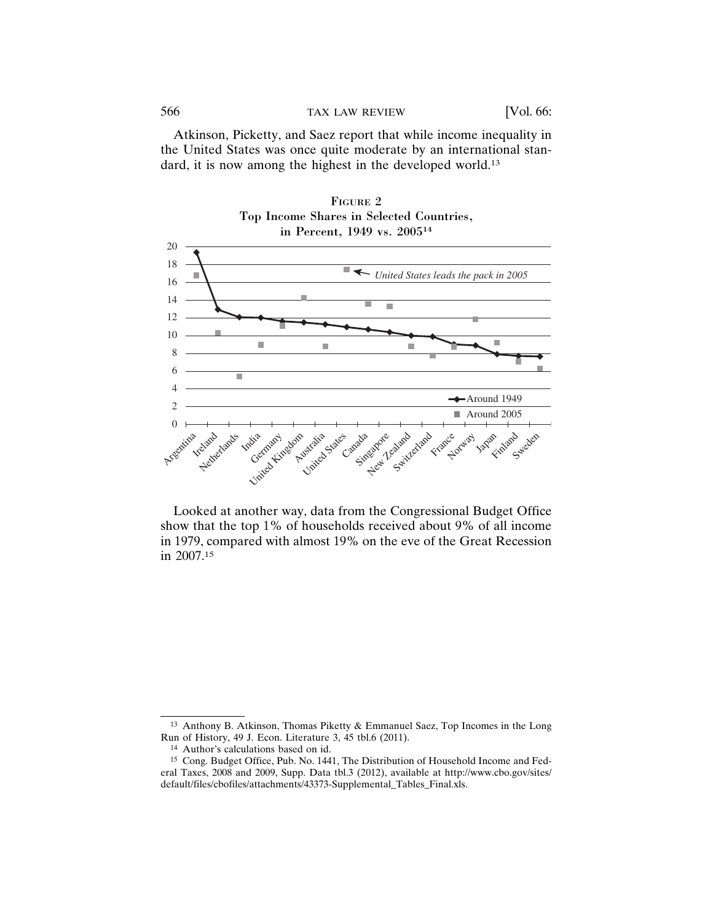Atkinson, Picketty, and Saez report that while income inequality in the United States was once quite moderate by an international standard, it is now among the highest in the developed world.[13]

FIGURE 2
Top Income Shares in Selected Countries, in Percent, 1949 vs. 2005[14]

Looked at another way, data from the Congressional Budget Office show that the top 1% of households received about 9% of all income in 1979, compared with almost 19% on the eve of the Great Recession in 2007.[15]

---

[13] Anthony B. Atkinson, Thomas Piketty & Emmanuel Saez, Top Incomes in the Long Run of History, 49 J. Econ. Literature 3, 45 tbl.6 (2011).

[14] Author's calculations based on id.

[15] Cong. Budget Office, Pub. No. 1441, The Distribution of Household Income and Federal Taxes, 2008 and 2009, Supp. Data tbl.3 (2012), available at http://www.cbo.gov/sites/default/files/cbofiles/attachments/43373-Supplemental_Tables_Final.xls.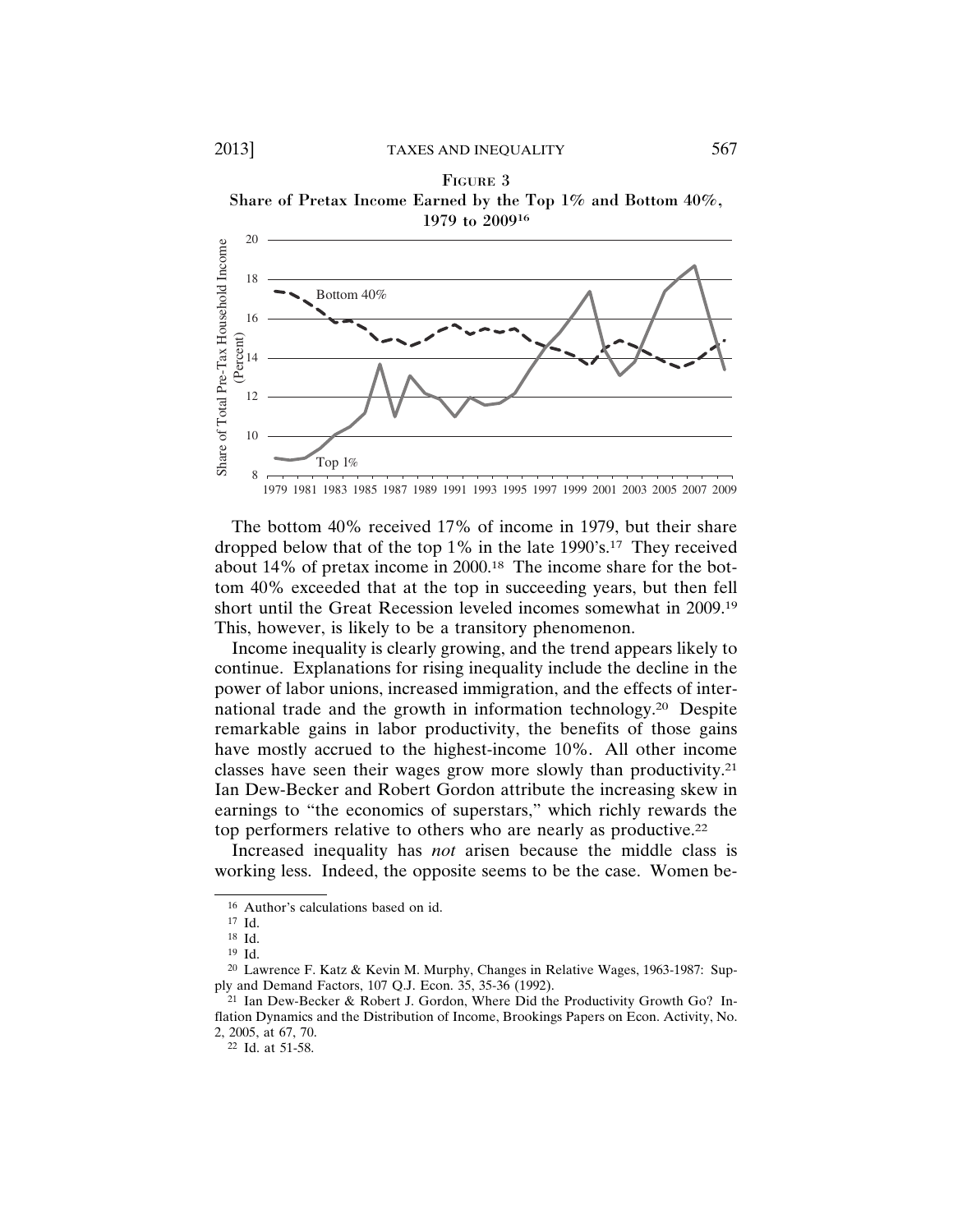FIGURE 3

Share of Pretax Income Earned by the Top 1% and Bottom 40%, 1979 to 2009[16]

The bottom 40% received 17% of income in 1979, but their share dropped below that of the top 1% in the late 1990's.[17] They received about 14% of pretax income in 2000.[18] The income share for the bottom 40% exceeded that at the top in succeeding years, but then fell short until the Great Recession leveled incomes somewhat in 2009.[19] This, however, is likely to be a transitory phenomenon.

Income inequality is clearly growing, and the trend appears likely to continue. Explanations for rising inequality include the decline in the power of labor unions, increased immigration, and the effects of international trade and the growth in information technology.[20] Despite remarkable gains in labor productivity, the benefits of those gains have mostly accrued to the highest-income 10%. All other income classes have seen their wages grow more slowly than productivity.[21] Ian Dew-Becker and Robert Gordon attribute the increasing skew in earnings to "the economics of superstars," which richly rewards the top performers relative to others who are nearly as productive.[22]

Increased inequality has *not* arisen because the middle class is working less. Indeed, the opposite seems to be the case. Women be-

---

[16] Author's calculations based on id.

[17] Id.

[18] Id.

[19] Id.

[20] Lawrence F. Katz & Kevin M. Murphy, Changes in Relative Wages, 1963-1987: Supply and Demand Factors, 107 Q.J. Econ. 35, 35-36 (1992).

[21] Ian Dew-Becker & Robert J. Gordon, Where Did the Productivity Growth Go? Inflation Dynamics and the Distribution of Income, Brookings Papers on Econ. Activity, No. 2, 2005, at 67, 70.

[22] Id. at 51-58.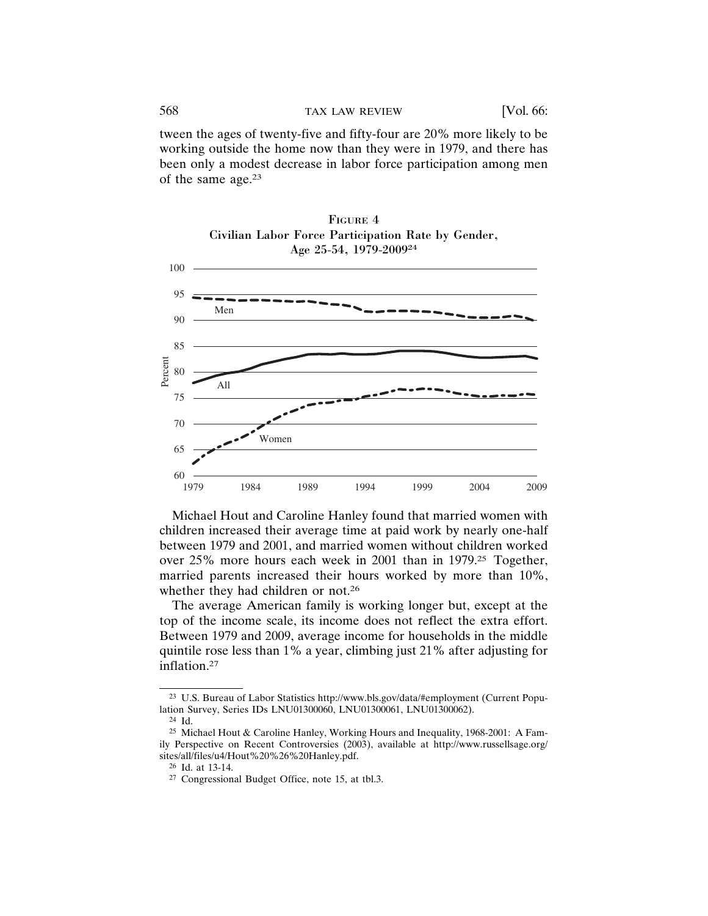tween the ages of twenty-five and fifty-four are 20% more likely to be working outside the home now than they were in 1979, and there has been only a modest decrease in labor force participation among men of the same age.[23]

FIGURE 4
Civilian Labor Force Participation Rate by Gender, Age 25-54, 1979-2009[24]

Michael Hout and Caroline Hanley found that married women with children increased their average time at paid work by nearly one-half between 1979 and 2001, and married women without children worked over 25% more hours each week in 2001 than in 1979.[25] Together, married parents increased their hours worked by more than 10%, whether they had children or not.[26]

The average American family is working longer but, except at the top of the income scale, its income does not reflect the extra effort. Between 1979 and 2009, average income for households in the middle quintile rose less than 1% a year, climbing just 21% after adjusting for inflation.[27]

---

[23] U.S. Bureau of Labor Statistics http://www.bls.gov/data/#employment (Current Population Survey, Series IDs LNU01300060, LNU01300061, LNU01300062).

[24] Id.

[25] Michael Hout & Caroline Hanley, Working Hours and Inequality, 1968-2001: A Family Perspective on Recent Controversies (2003), available at http://www.russellsage.org/sites/all/files/u4/Hout%20%26%20Hanley.pdf.

[26] Id. at 13-14.

[27] Congressional Budget Office, note 15, at tbl.3.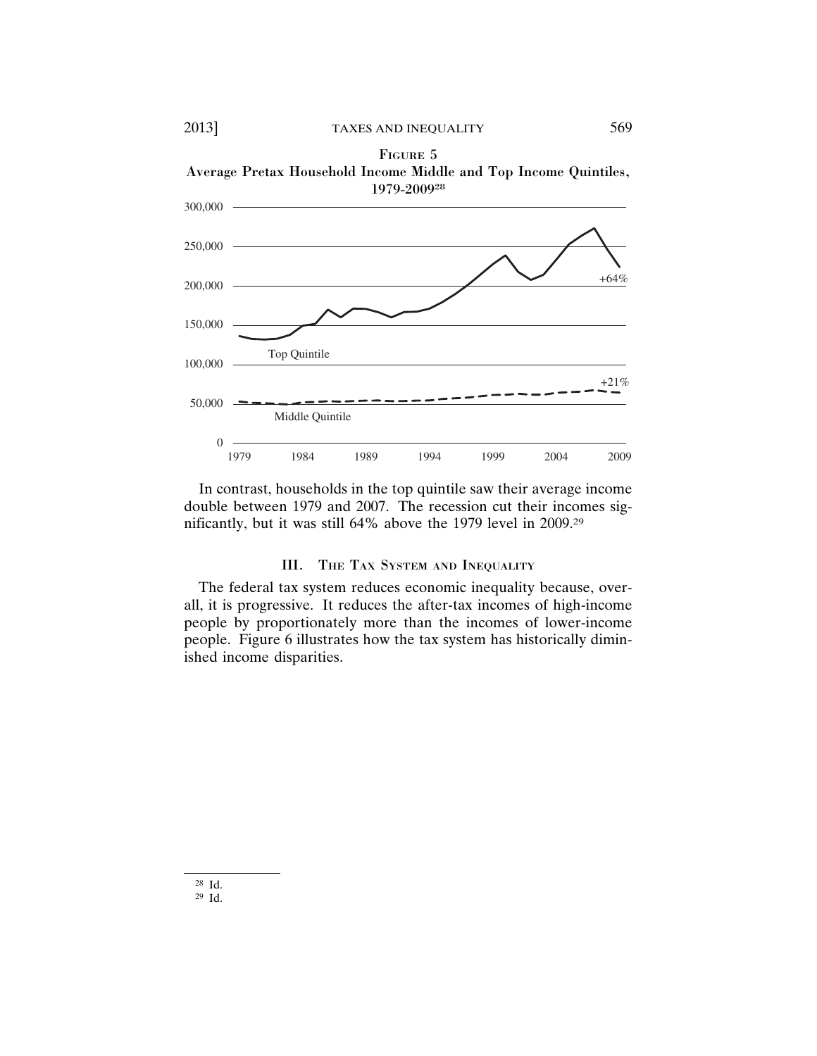FIGURE 5

Average Pretax Household Income Middle and Top Income Quintiles, 1979-2009[28]

In contrast, households in the top quintile saw their average income double between 1979 and 2007. The recession cut their incomes significantly, but it was still 64% above the 1979 level in 2009.[29]

## III. THE TAX SYSTEM AND INEQUALITY

The federal tax system reduces economic inequality because, overall, it is progressive. It reduces the after-tax incomes of high-income people by proportionately more than the incomes of lower-income people. Figure 6 illustrates how the tax system has historically diminished income disparities.

[28] Id.

[29] Id.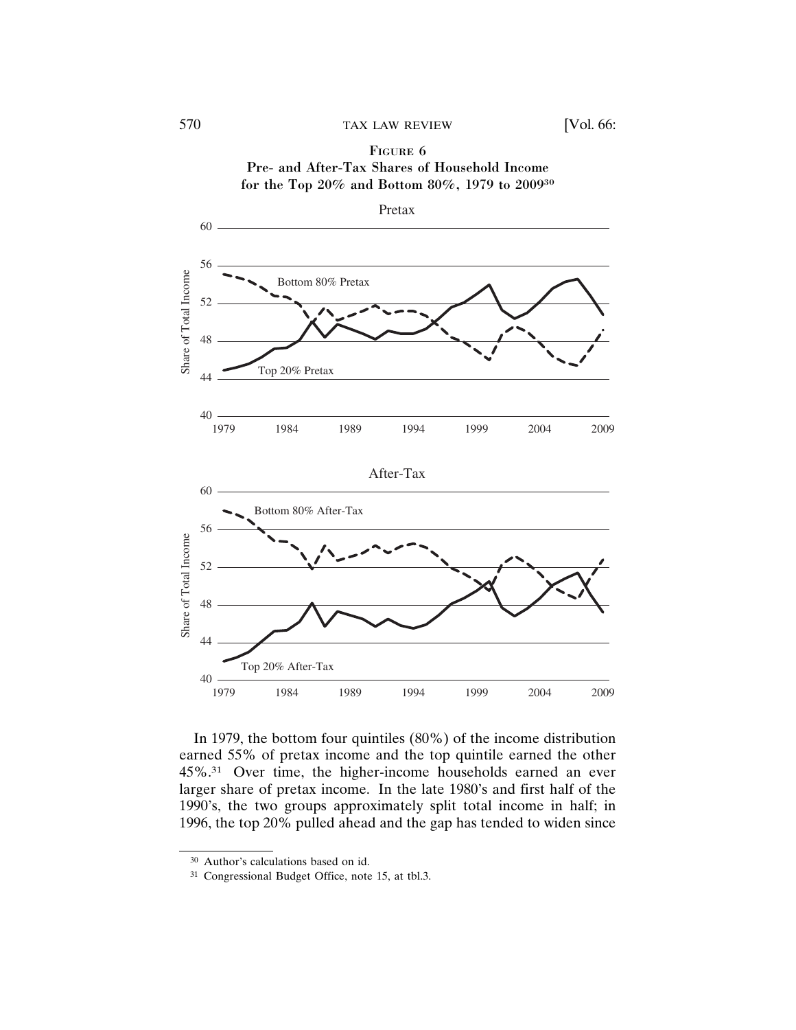Figure 6
Pre- and After-Tax Shares of Household Income for the Top 20% and Bottom 80%, 1979 to 2009[30]

In 1979, the bottom four quintiles (80%) of the income distribution earned 55% of pretax income and the top quintile earned the other 45%.[31] Over time, the higher-income households earned an ever larger share of pretax income. In the late 1980's and first half of the 1990's, the two groups approximately split total income in half; in 1996, the top 20% pulled ahead and the gap has tended to widen since

[30] Author's calculations based on id.

[31] Congressional Budget Office, note 15, at tbl.3.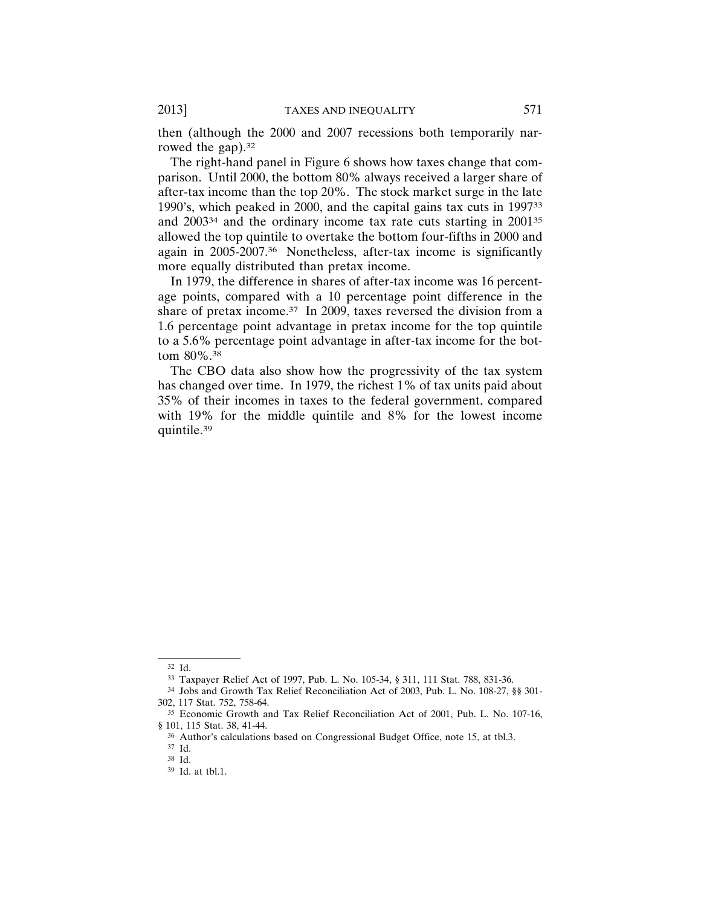then (although the 2000 and 2007 recessions both temporarily narrowed the gap).[32]

The right-hand panel in Figure 6 shows how taxes change that comparison. Until 2000, the bottom 80% always received a larger share of after-tax income than the top 20%. The stock market surge in the late 1990's, which peaked in 2000, and the capital gains tax cuts in 1997[33] and 2003[34] and the ordinary income tax rate cuts starting in 2001[35] allowed the top quintile to overtake the bottom four-fifths in 2000 and again in 2005-2007.[36] Nonetheless, after-tax income is significantly more equally distributed than pretax income.

In 1979, the difference in shares of after-tax income was 16 percentage points, compared with a 10 percentage point difference in the share of pretax income.[37] In 2009, taxes reversed the division from a 1.6 percentage point advantage in pretax income for the top quintile to a 5.6% percentage point advantage in after-tax income for the bottom 80%.[38]

The CBO data also show how the progressivity of the tax system has changed over time. In 1979, the richest 1% of tax units paid about 35% of their incomes in taxes to the federal government, compared with 19% for the middle quintile and 8% for the lowest income quintile.[39]

---

[32] Id.

[33] Taxpayer Relief Act of 1997, Pub. L. No. 105-34, § 311, 111 Stat. 788, 831-36.

[34] Jobs and Growth Tax Relief Reconciliation Act of 2003, Pub. L. No. 108-27, §§ 301-302, 117 Stat. 752, 758-64.

[35] Economic Growth and Tax Relief Reconciliation Act of 2001, Pub. L. No. 107-16, § 101, 115 Stat. 38, 41-44.

[36] Author's calculations based on Congressional Budget Office, note 15, at tbl.3.

[37] Id.

[38] Id.

[39] Id. at tbl.1.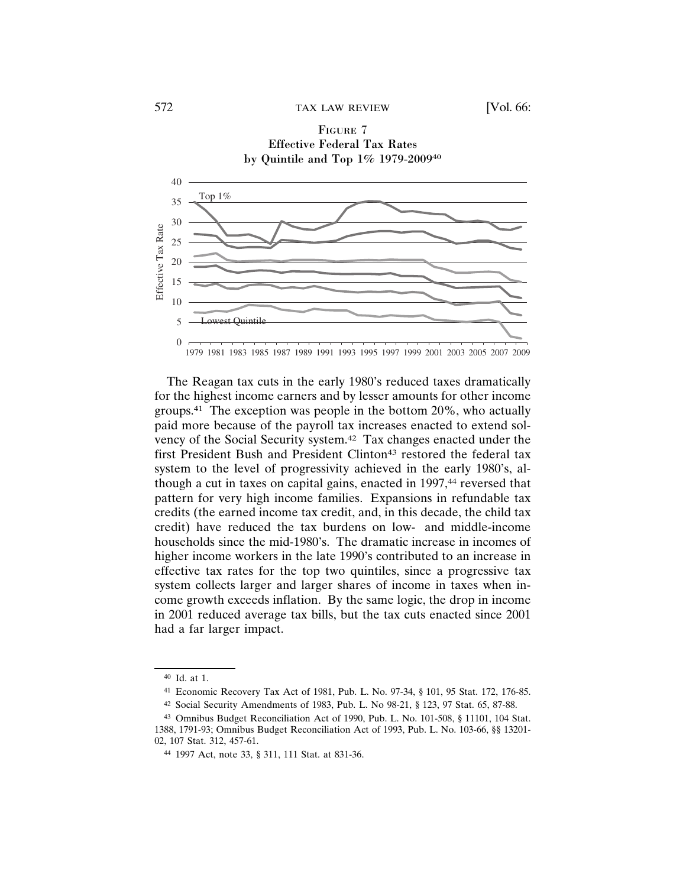FIGURE 7
Effective Federal Tax Rates
by Quintile and Top 1% 1979-2009[40]

The Reagan tax cuts in the early 1980's reduced taxes dramatically for the highest income earners and by lesser amounts for other income groups.[41] The exception was people in the bottom 20%, who actually paid more because of the payroll tax increases enacted to extend solvency of the Social Security system.[42] Tax changes enacted under the first President Bush and President Clinton[43] restored the federal tax system to the level of progressivity achieved in the early 1980's, although a cut in taxes on capital gains, enacted in 1997,[44] reversed that pattern for very high income families. Expansions in refundable tax credits (the earned income tax credit, and, in this decade, the child tax credit) have reduced the tax burdens on low- and middle-income households since the mid-1980's. The dramatic increase in incomes of higher income workers in the late 1990's contributed to an increase in effective tax rates for the top two quintiles, since a progressive tax system collects larger and larger shares of income in taxes when income growth exceeds inflation. By the same logic, the drop in income in 2001 reduced average tax bills, but the tax cuts enacted since 2001 had a far larger impact.

---

[40] Id. at 1.

[41] Economic Recovery Tax Act of 1981, Pub. L. No. 97-34, § 101, 95 Stat. 172, 176-85.

[42] Social Security Amendments of 1983, Pub. L. No 98-21, § 123, 97 Stat. 65, 87-88.

[43] Omnibus Budget Reconciliation Act of 1990, Pub. L. No. 101-508, § 11101, 104 Stat. 1388, 1791-93; Omnibus Budget Reconciliation Act of 1993, Pub. L. No. 103-66, §§ 13201-02, 107 Stat. 312, 457-61.

[44] 1997 Act, note 33, § 311, 111 Stat. at 831-36.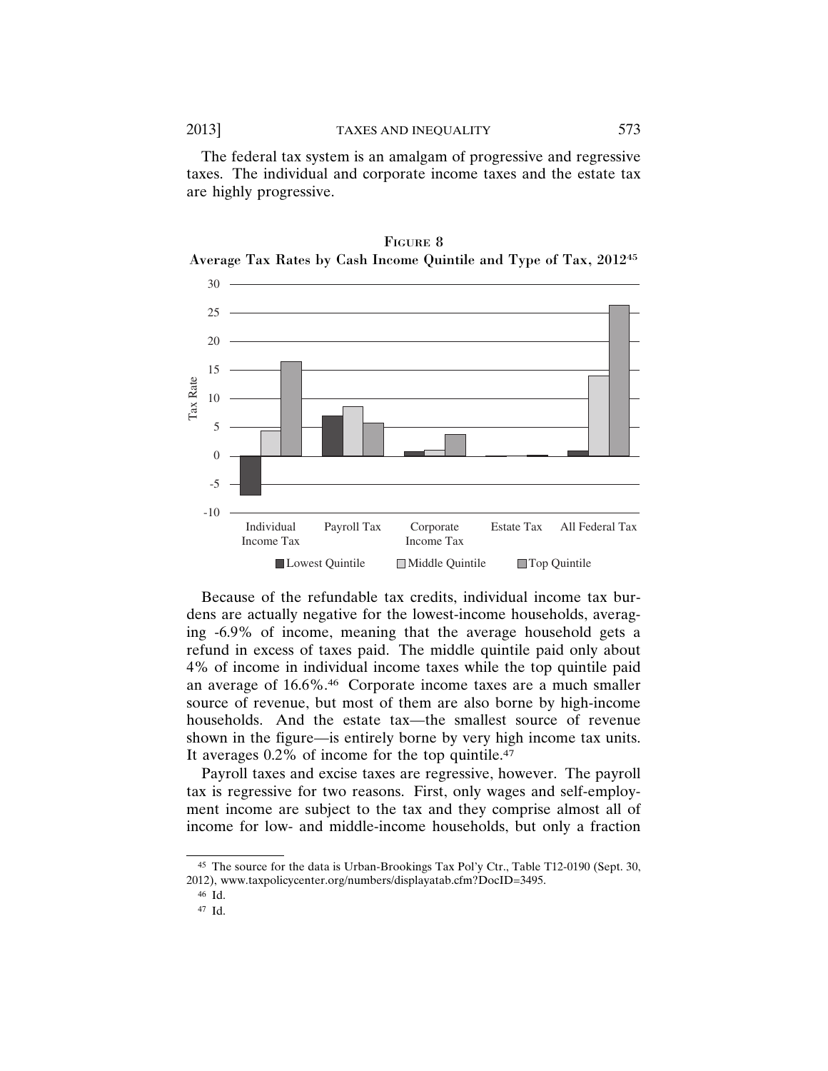The federal tax system is an amalgam of progressive and regressive taxes. The individual and corporate income taxes and the estate tax are highly progressive.

FIGURE 8

Average Tax Rates by Cash Income Quintile and Type of Tax, 2012[45]

Because of the refundable tax credits, individual income tax burdens are actually negative for the lowest-income households, averaging -6.9% of income, meaning that the average household gets a refund in excess of taxes paid. The middle quintile paid only about 4% of income in individual income taxes while the top quintile paid an average of 16.6%.[46] Corporate income taxes are a much smaller source of revenue, but most of them are also borne by high-income households. And the estate tax—the smallest source of revenue shown in the figure—is entirely borne by very high income tax units. It averages 0.2% of income for the top quintile.[47]

Payroll taxes and excise taxes are regressive, however. The payroll tax is regressive for two reasons. First, only wages and self-employment income are subject to the tax and they comprise almost all of income for low- and middle-income households, but only a fraction

---

45 The source for the data is Urban-Brookings Tax Pol'y Ctr., Table T12-0190 (Sept. 30, 2012), www.taxpolicycenter.org/numbers/displayatab.cfm?DocID=3495.

46 Id.

47 Id.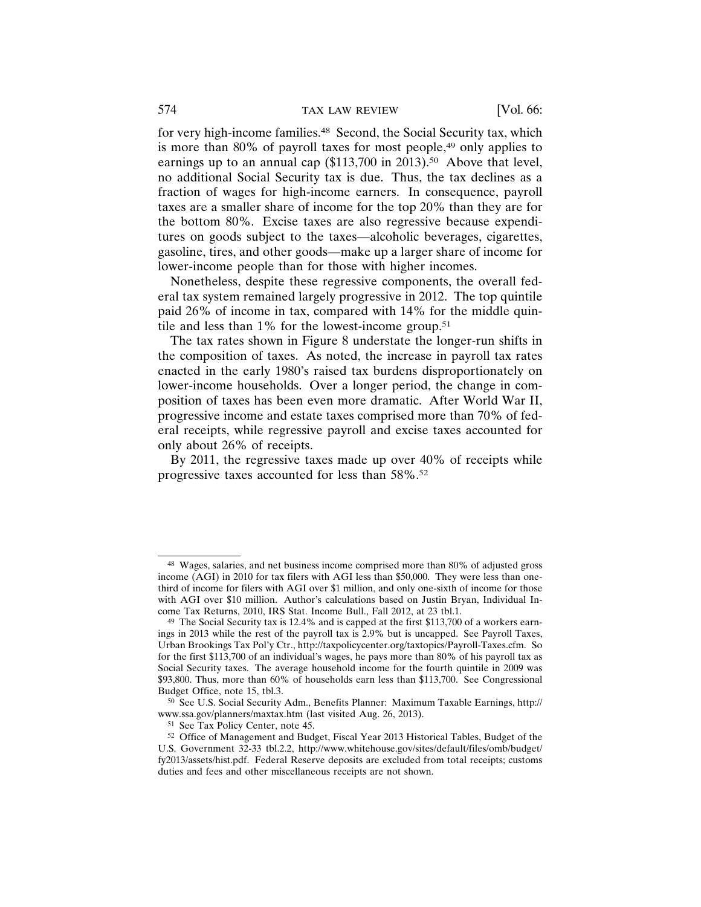for very high-income families.[48] Second, the Social Security tax, which is more than 80% of payroll taxes for most people,[49] only applies to earnings up to an annual cap ($113,700 in 2013).[50] Above that level, no additional Social Security tax is due. Thus, the tax declines as a fraction of wages for high-income earners. In consequence, payroll taxes are a smaller share of income for the top 20% than they are for the bottom 80%. Excise taxes are also regressive because expenditures on goods subject to the taxes—alcoholic beverages, cigarettes, gasoline, tires, and other goods—make up a larger share of income for lower-income people than for those with higher incomes.

Nonetheless, despite these regressive components, the overall federal tax system remained largely progressive in 2012. The top quintile paid 26% of income in tax, compared with 14% for the middle quintile and less than 1% for the lowest-income group.[51]

The tax rates shown in Figure 8 understate the longer-run shifts in the composition of taxes. As noted, the increase in payroll tax rates enacted in the early 1980's raised tax burdens disproportionately on lower-income households. Over a longer period, the change in composition of taxes has been even more dramatic. After World War II, progressive income and estate taxes comprised more than 70% of federal receipts, while regressive payroll and excise taxes accounted for only about 26% of receipts.

By 2011, the regressive taxes made up over 40% of receipts while progressive taxes accounted for less than 58%.[52]

---

[48] Wages, salaries, and net business income comprised more than 80% of adjusted gross income (AGI) in 2010 for tax filers with AGI less than $50,000. They were less than one-third of income for filers with AGI over $1 million, and only one-sixth of income for those with AGI over $10 million. Author's calculations based on Justin Bryan, Individual Income Tax Returns, 2010, IRS Stat. Income Bull., Fall 2012, at 23 tbl.1.

[49] The Social Security tax is 12.4% and is capped at the first $113,700 of a workers earnings in 2013 while the rest of the payroll tax is 2.9% but is uncapped. See Payroll Taxes, Urban Brookings Tax Pol'y Ctr., http://taxpolicycenter.org/taxtopics/Payroll-Taxes.cfm. So for the first $113,700 of an individual's wages, he pays more than 80% of his payroll tax as Social Security taxes. The average household income for the fourth quintile in 2009 was $93,800. Thus, more than 60% of households earn less than $113,700. See Congressional Budget Office, note 15, tbl.3.

[50] See U.S. Social Security Adm., Benefits Planner: Maximum Taxable Earnings, http://www.ssa.gov/planners/maxtax.htm (last visited Aug. 26, 2013).

[51] See Tax Policy Center, note 45.

[52] Office of Management and Budget, Fiscal Year 2013 Historical Tables, Budget of the U.S. Government 32-33 tbl.2.2, http://www.whitehouse.gov/sites/default/files/omb/budget/fy2013/assets/hist.pdf. Federal Reserve deposits are excluded from total receipts; customs duties and fees and other miscellaneous receipts are not shown.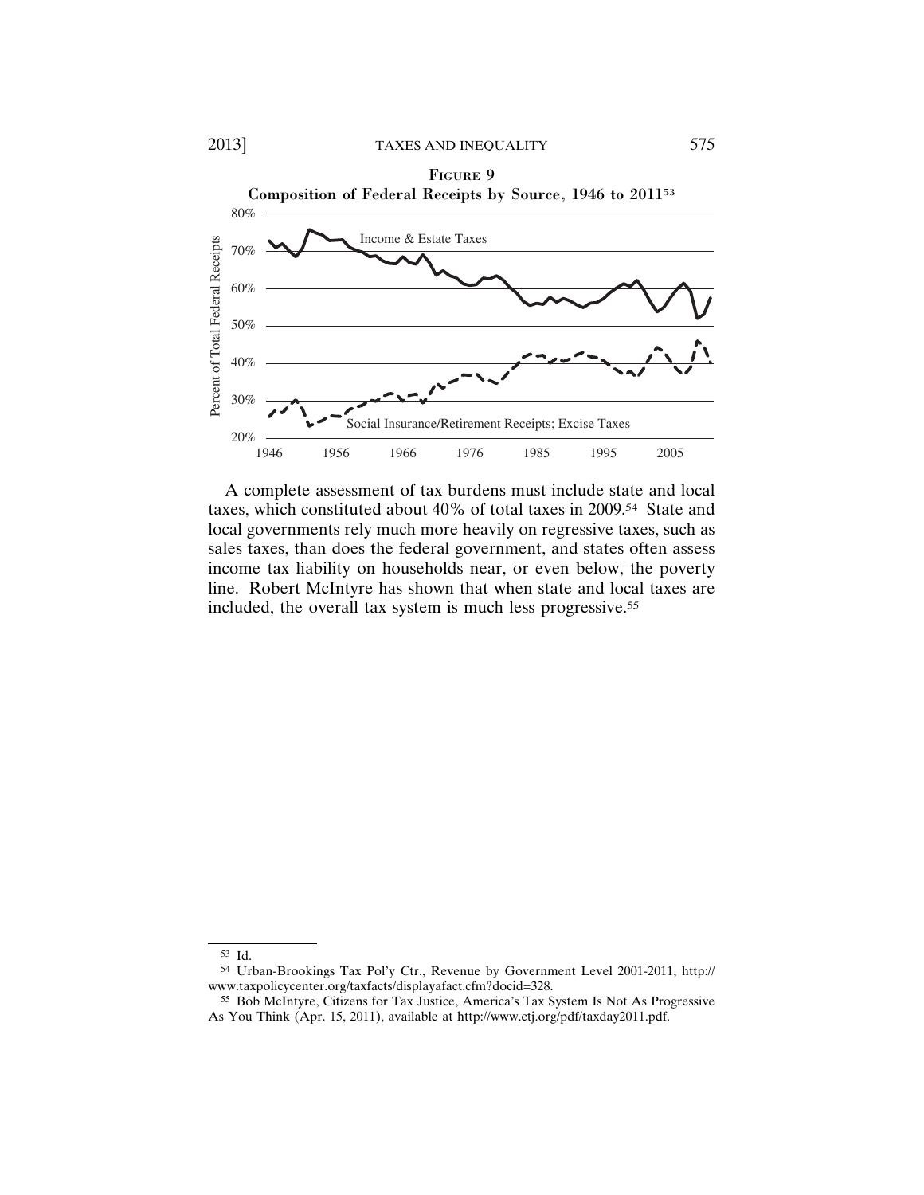FIGURE 9

Composition of Federal Receipts by Source, 1946 to 2011[53]

A complete assessment of tax burdens must include state and local taxes, which constituted about 40% of total taxes in 2009.[54] State and local governments rely much more heavily on regressive taxes, such as sales taxes, than does the federal government, and states often assess income tax liability on households near, or even below, the poverty line. Robert McIntyre has shown that when state and local taxes are included, the overall tax system is much less progressive.[55]

---

[53] Id.

[54] Urban-Brookings Tax Pol'y Ctr., Revenue by Government Level 2001-2011, http://www.taxpolicycenter.org/taxfacts/displayafact.cfm?docid=328.

[55] Bob McIntyre, Citizens for Tax Justice, America's Tax System Is Not As Progressive As You Think (Apr. 15, 2011), available at http://www.ctj.org/pdf/taxday2011.pdf.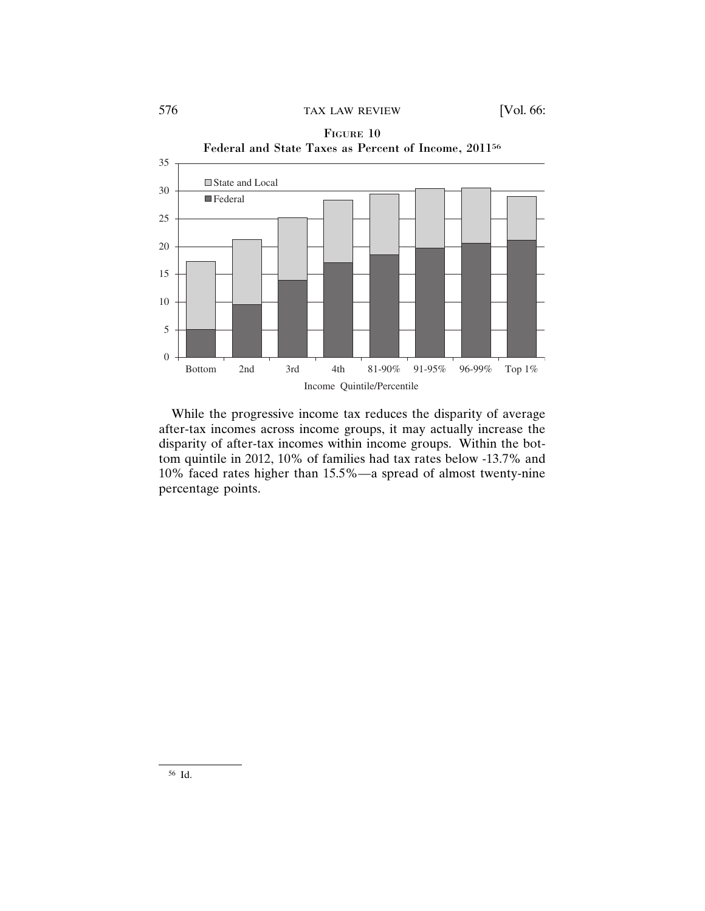FIGURE 10

Federal and State Taxes as Percent of Income, 2011[56]

While the progressive income tax reduces the disparity of average after-tax incomes across income groups, it may actually increase the disparity of after-tax incomes within income groups. Within the bottom quintile in 2012, 10% of families had tax rates below -13.7% and 10% faced rates higher than 15.5%—a spread of almost twenty-nine percentage points.

---

[56] Id.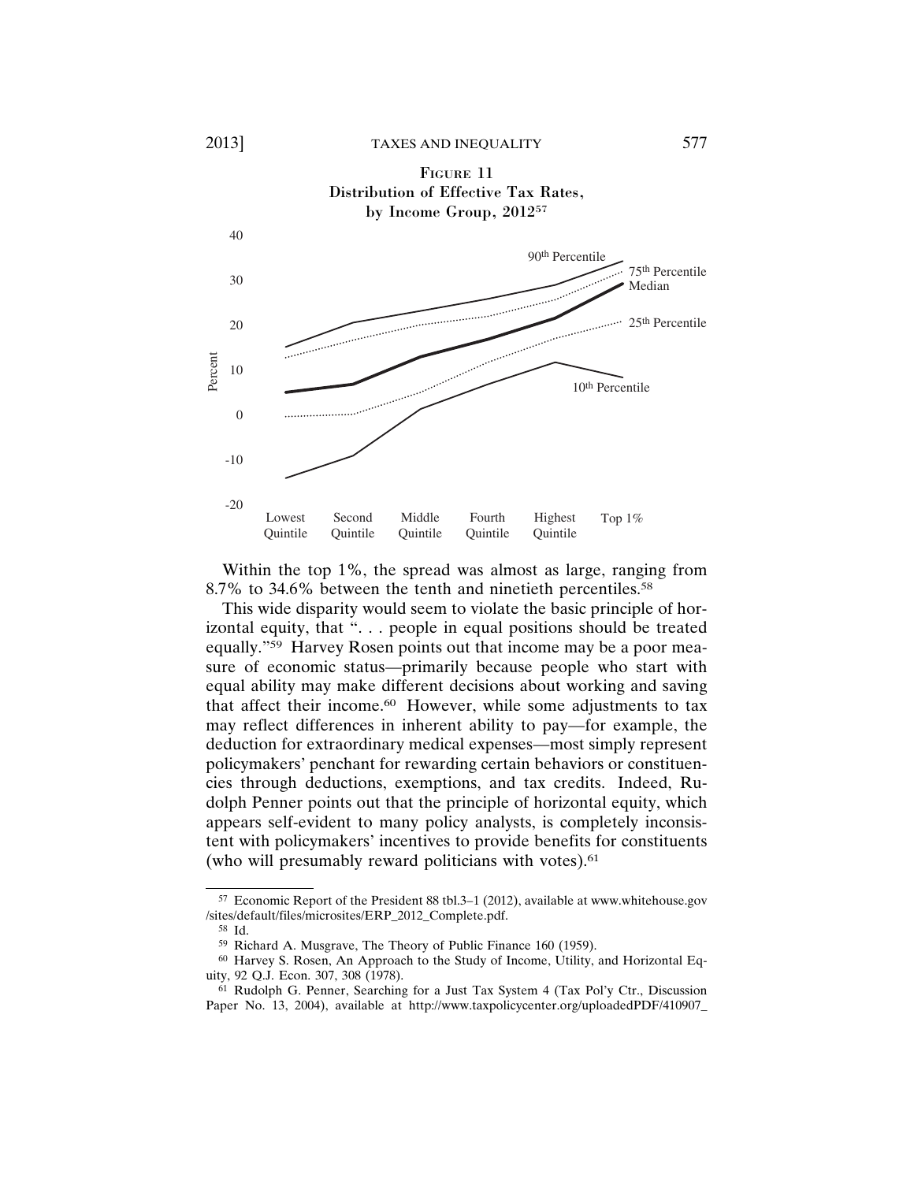FIGURE 11
Distribution of Effective Tax Rates, by Income Group, 2012[57]

Within the top 1%, the spread was almost as large, ranging from 8.7% to 34.6% between the tenth and ninetieth percentiles.[58]

This wide disparity would seem to violate the basic principle of horizontal equity, that ". . . people in equal positions should be treated equally."[59] Harvey Rosen points out that income may be a poor measure of economic status—primarily because people who start with equal ability may make different decisions about working and saving that affect their income.[60] However, while some adjustments to tax may reflect differences in inherent ability to pay—for example, the deduction for extraordinary medical expenses—most simply represent policymakers' penchant for rewarding certain behaviors or constituencies through deductions, exemptions, and tax credits. Indeed, Rudolph Penner points out that the principle of horizontal equity, which appears self-evident to many policy analysts, is completely inconsistent with policymakers' incentives to provide benefits for constituents (who will presumably reward politicians with votes).[61]

---

[57] Economic Report of the President 88 tbl.3–1 (2012), available at www.whitehouse.gov/sites/default/files/microsites/ERP_2012_Complete.pdf.

[58] Id.

[59] Richard A. Musgrave, The Theory of Public Finance 160 (1959).

[60] Harvey S. Rosen, An Approach to the Study of Income, Utility, and Horizontal Equity, 92 Q.J. Econ. 307, 308 (1978).

[61] Rudolph G. Penner, Searching for a Just Tax System 4 (Tax Pol'y Ctr., Discussion Paper No. 13, 2004), available at http://www.taxpolicycenter.org/uploadedPDF/410907_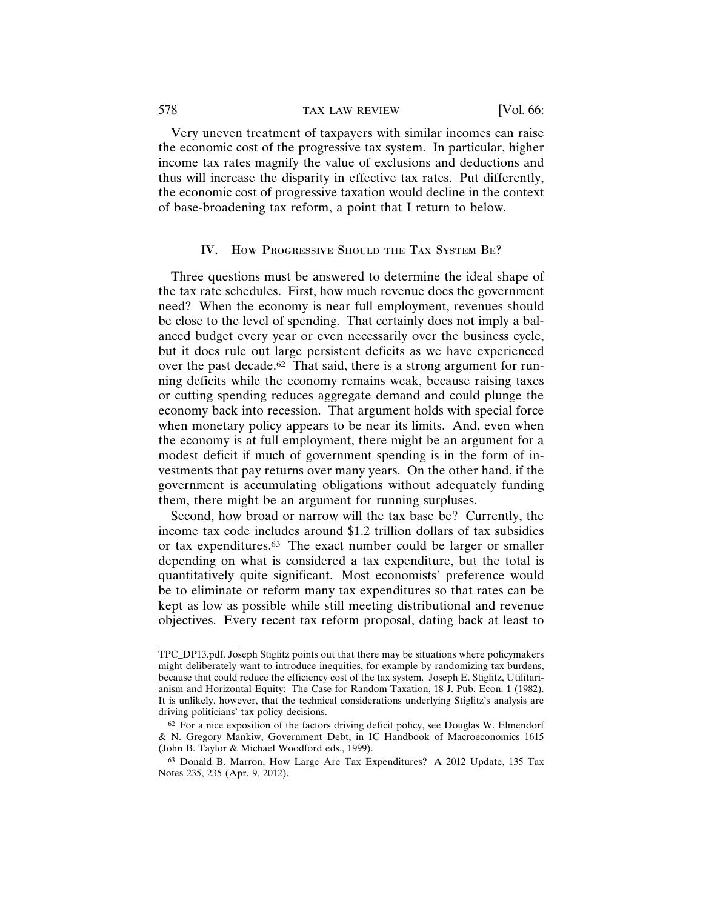Very uneven treatment of taxpayers with similar incomes can raise the economic cost of the progressive tax system. In particular, higher income tax rates magnify the value of exclusions and deductions and thus will increase the disparity in effective tax rates. Put differently, the economic cost of progressive taxation would decline in the context of base-broadening tax reform, a point that I return to below.

## IV. How Progressive Should the Tax System Be?

Three questions must be answered to determine the ideal shape of the tax rate schedules. First, how much revenue does the government need? When the economy is near full employment, revenues should be close to the level of spending. That certainly does not imply a balanced budget every year or even necessarily over the business cycle, but it does rule out large persistent deficits as we have experienced over the past decade.[62] That said, there is a strong argument for running deficits while the economy remains weak, because raising taxes or cutting spending reduces aggregate demand and could plunge the economy back into recession. That argument holds with special force when monetary policy appears to be near its limits. And, even when the economy is at full employment, there might be an argument for a modest deficit if much of government spending is in the form of investments that pay returns over many years. On the other hand, if the government is accumulating obligations without adequately funding them, there might be an argument for running surpluses.

Second, how broad or narrow will the tax base be? Currently, the income tax code includes around $1.2 trillion dollars of tax subsidies or tax expenditures.[63] The exact number could be larger or smaller depending on what is considered a tax expenditure, but the total is quantitatively quite significant. Most economists' preference would be to eliminate or reform many tax expenditures so that rates can be kept as low as possible while still meeting distributional and revenue objectives. Every recent tax reform proposal, dating back at least to

---

TPC_DP13.pdf. Joseph Stiglitz points out that there may be situations where policymakers might deliberately want to introduce inequities, for example by randomizing tax burdens, because that could reduce the efficiency cost of the tax system. Joseph E. Stiglitz, Utilitarianism and Horizontal Equity: The Case for Random Taxation, 18 J. Pub. Econ. 1 (1982). It is unlikely, however, that the technical considerations underlying Stiglitz's analysis are driving politicians' tax policy decisions.

[62] For a nice exposition of the factors driving deficit policy, see Douglas W. Elmendorf & N. Gregory Mankiw, Government Debt, in IC Handbook of Macroeconomics 1615 (John B. Taylor & Michael Woodford eds., 1999).

[63] Donald B. Marron, How Large Are Tax Expenditures? A 2012 Update, 135 Tax Notes 235, 235 (Apr. 9, 2012).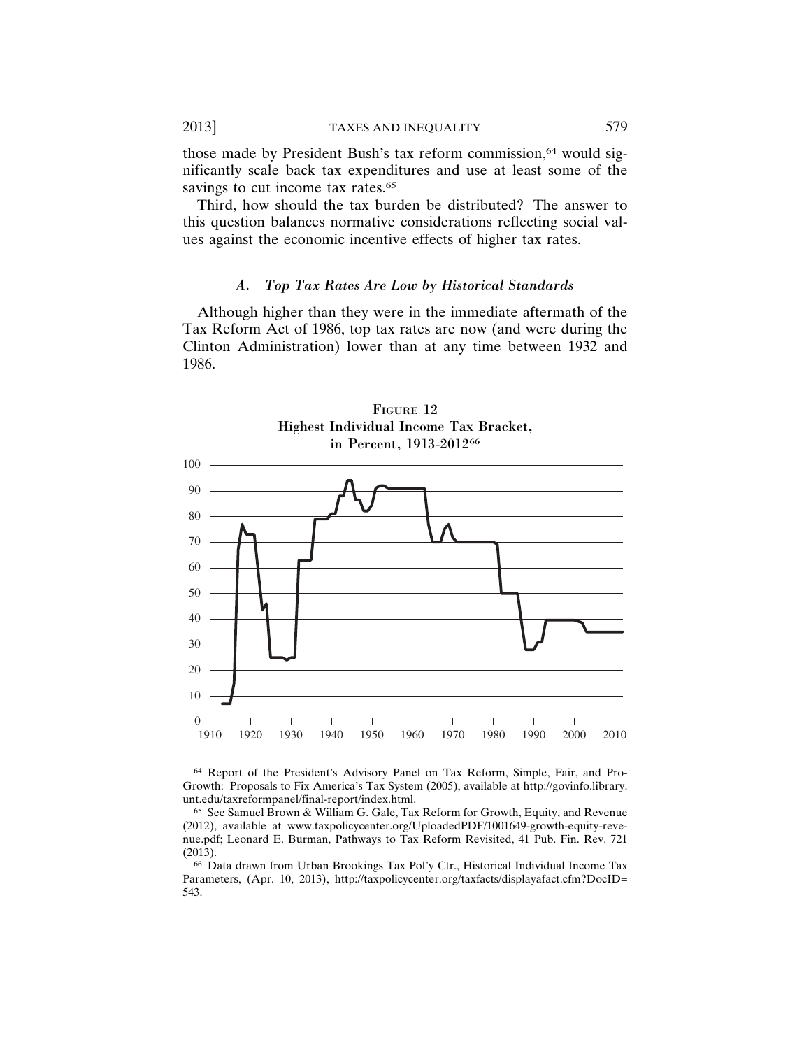those made by President Bush's tax reform commission,[64] would significantly scale back tax expenditures and use at least some of the savings to cut income tax rates.[65]

Third, how should the tax burden be distributed? The answer to this question balances normative considerations reflecting social values against the economic incentive effects of higher tax rates.

### A. *Top Tax Rates Are Low by Historical Standards*

Although higher than they were in the immediate aftermath of the Tax Reform Act of 1986, top tax rates are now (and were during the Clinton Administration) lower than at any time between 1932 and 1986.

FIGURE 12
Highest Individual Income Tax Bracket, in Percent, 1913-2012[66]

---

[64] Report of the President's Advisory Panel on Tax Reform, Simple, Fair, and Pro-Growth: Proposals to Fix America's Tax System (2005), available at http://govinfo.library.unt.edu/taxreformpanel/final-report/index.html.

[65] See Samuel Brown & William G. Gale, Tax Reform for Growth, Equity, and Revenue (2012), available at www.taxpolicycenter.org/UploadedPDF/1001649-growth-equity-revenue.pdf; Leonard E. Burman, Pathways to Tax Reform Revisited, 41 Pub. Fin. Rev. 721 (2013).

[66] Data drawn from Urban Brookings Tax Pol'y Ctr., Historical Individual Income Tax Parameters, (Apr. 10, 2013), http://taxpolicycenter.org/taxfacts/displayafact.cfm?DocID=543.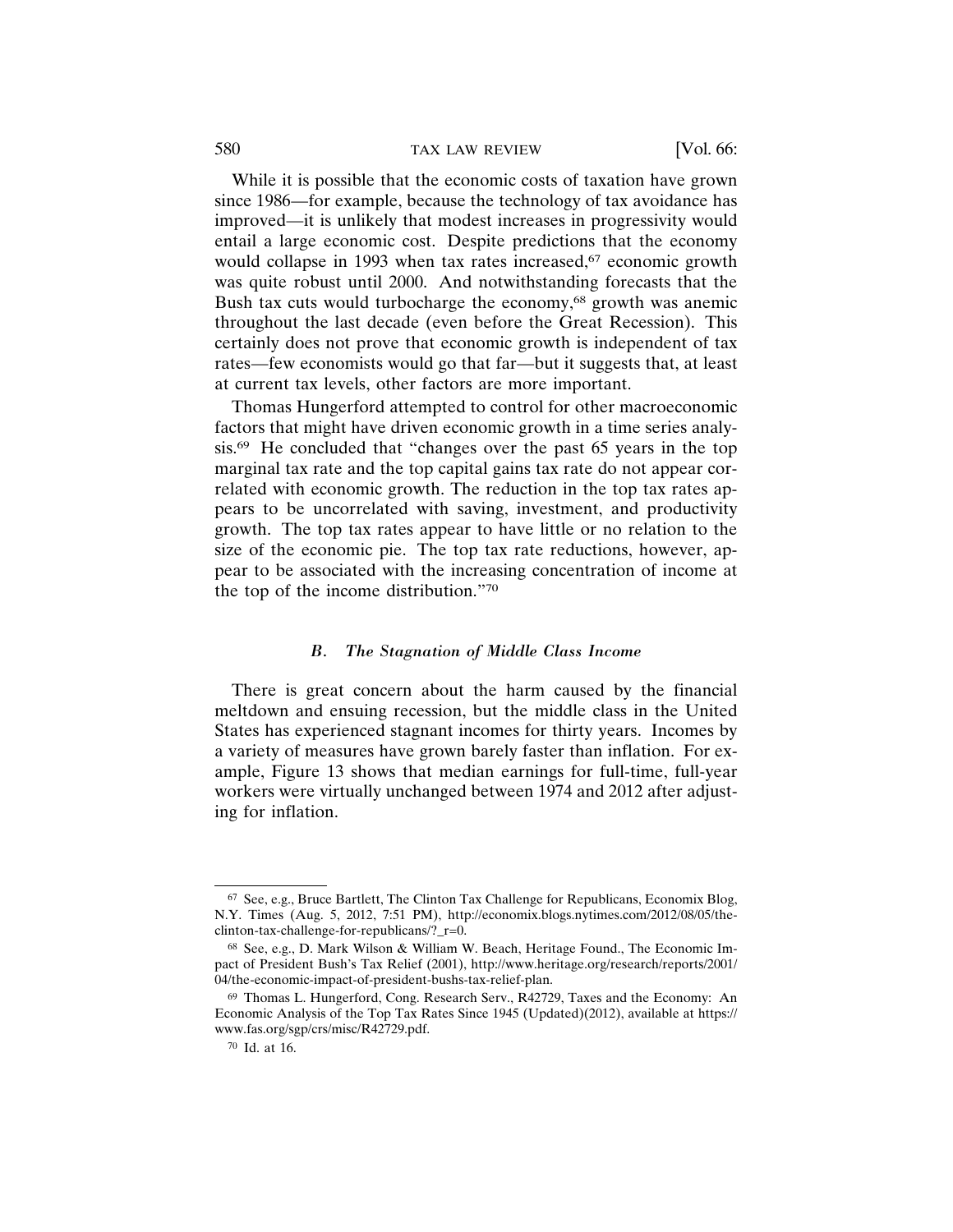While it is possible that the economic costs of taxation have grown since 1986—for example, because the technology of tax avoidance has improved—it is unlikely that modest increases in progressivity would entail a large economic cost. Despite predictions that the economy would collapse in 1993 when tax rates increased,[67] economic growth was quite robust until 2000. And notwithstanding forecasts that the Bush tax cuts would turbocharge the economy,[68] growth was anemic throughout the last decade (even before the Great Recession). This certainly does not prove that economic growth is independent of tax rates—few economists would go that far—but it suggests that, at least at current tax levels, other factors are more important.

Thomas Hungerford attempted to control for other macroeconomic factors that might have driven economic growth in a time series analysis.[69] He concluded that "changes over the past 65 years in the top marginal tax rate and the top capital gains tax rate do not appear correlated with economic growth. The reduction in the top tax rates appears to be uncorrelated with saving, investment, and productivity growth. The top tax rates appear to have little or no relation to the size of the economic pie. The top tax rate reductions, however, appear to be associated with the increasing concentration of income at the top of the income distribution."[70]

### *B. The Stagnation of Middle Class Income*

There is great concern about the harm caused by the financial meltdown and ensuing recession, but the middle class in the United States has experienced stagnant incomes for thirty years. Incomes by a variety of measures have grown barely faster than inflation. For example, Figure 13 shows that median earnings for full-time, full-year workers were virtually unchanged between 1974 and 2012 after adjusting for inflation.

---

[67] See, e.g., Bruce Bartlett, The Clinton Tax Challenge for Republicans, Economix Blog, N.Y. Times (Aug. 5, 2012, 7:51 PM), http://economix.blogs.nytimes.com/2012/08/05/the-clinton-tax-challenge-for-republicans/?_r=0.

[68] See, e.g., D. Mark Wilson & William W. Beach, Heritage Found., The Economic Impact of President Bush's Tax Relief (2001), http://www.heritage.org/research/reports/2001/04/the-economic-impact-of-president-bushs-tax-relief-plan.

[69] Thomas L. Hungerford, Cong. Research Serv., R42729, Taxes and the Economy: An Economic Analysis of the Top Tax Rates Since 1945 (Updated)(2012), available at https://www.fas.org/sgp/crs/misc/R42729.pdf.

[70] Id. at 16.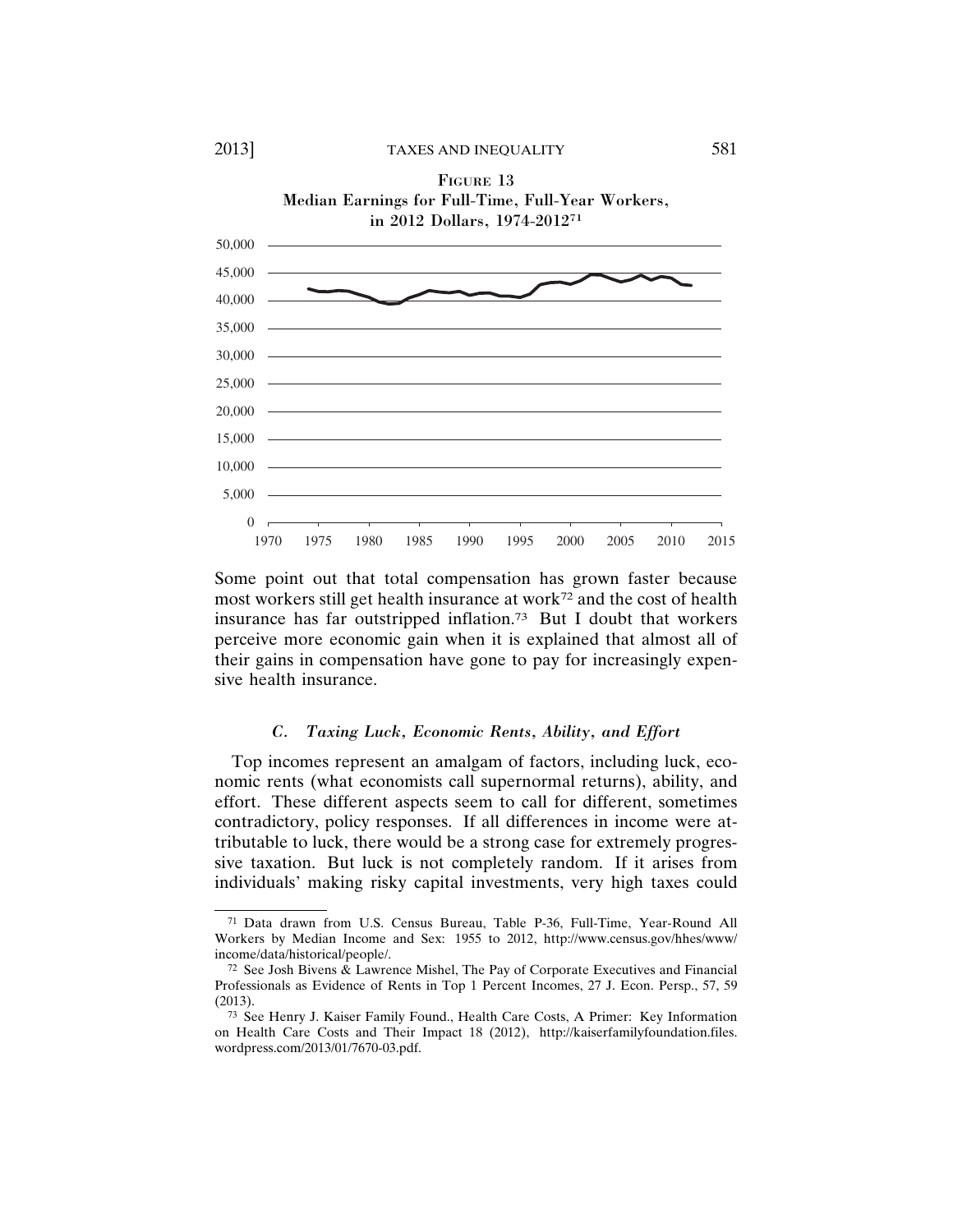FIGURE 13
Median Earnings for Full-Time, Full-Year Workers, in 2012 Dollars, 1974-2012[71]

Some point out that total compensation has grown faster because most workers still get health insurance at work[72] and the cost of health insurance has far outstripped inflation.[73] But I doubt that workers perceive more economic gain when it is explained that almost all of their gains in compensation have gone to pay for increasingly expensive health insurance.

### *C. Taxing Luck, Economic Rents, Ability, and Effort*

Top incomes represent an amalgam of factors, including luck, economic rents (what economists call supernormal returns), ability, and effort. These different aspects seem to call for different, sometimes contradictory, policy responses. If all differences in income were attributable to luck, there would be a strong case for extremely progressive taxation. But luck is not completely random. If it arises from individuals' making risky capital investments, very high taxes could

---

[71] Data drawn from U.S. Census Bureau, Table P-36, Full-Time, Year-Round All Workers by Median Income and Sex: 1955 to 2012, http://www.census.gov/hhes/www/income/data/historical/people/.

[72] See Josh Bivens & Lawrence Mishel, The Pay of Corporate Executives and Financial Professionals as Evidence of Rents in Top 1 Percent Incomes, 27 J. Econ. Persp., 57, 59 (2013).

[73] See Henry J. Kaiser Family Found., Health Care Costs, A Primer: Key Information on Health Care Costs and Their Impact 18 (2012), http://kaiserfamilyfoundation.files.wordpress.com/2013/01/7670-03.pdf.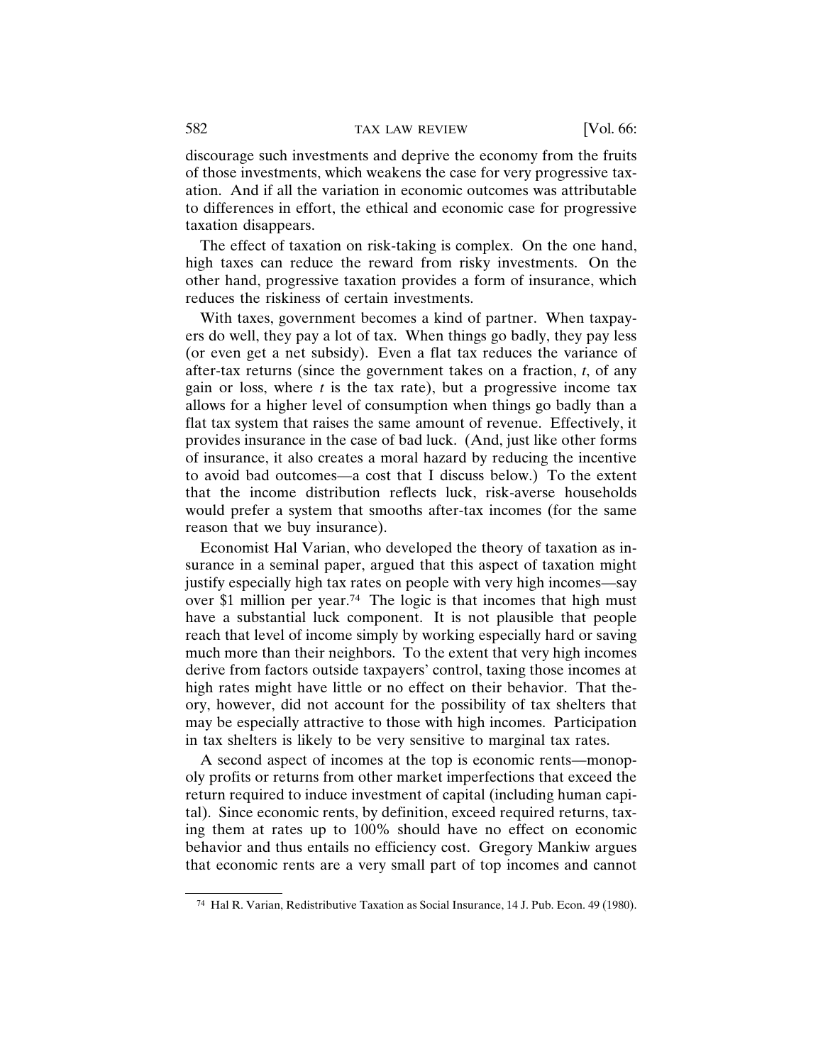discourage such investments and deprive the economy from the fruits of those investments, which weakens the case for very progressive taxation. And if all the variation in economic outcomes was attributable to differences in effort, the ethical and economic case for progressive taxation disappears.

The effect of taxation on risk-taking is complex. On the one hand, high taxes can reduce the reward from risky investments. On the other hand, progressive taxation provides a form of insurance, which reduces the riskiness of certain investments.

With taxes, government becomes a kind of partner. When taxpayers do well, they pay a lot of tax. When things go badly, they pay less (or even get a net subsidy). Even a flat tax reduces the variance of after-tax returns (since the government takes on a fraction, $t$, of any gain or loss, where $t$ is the tax rate), but a progressive income tax allows for a higher level of consumption when things go badly than a flat tax system that raises the same amount of revenue. Effectively, it provides insurance in the case of bad luck. (And, just like other forms of insurance, it also creates a moral hazard by reducing the incentive to avoid bad outcomes—a cost that I discuss below.) To the extent that the income distribution reflects luck, risk-averse households would prefer a system that smooths after-tax incomes (for the same reason that we buy insurance).

Economist Hal Varian, who developed the theory of taxation as insurance in a seminal paper, argued that this aspect of taxation might justify especially high tax rates on people with very high incomes—say over $1 million per year.[74] The logic is that incomes that high must have a substantial luck component. It is not plausible that people reach that level of income simply by working especially hard or saving much more than their neighbors. To the extent that very high incomes derive from factors outside taxpayers' control, taxing those incomes at high rates might have little or no effect on their behavior. That theory, however, did not account for the possibility of tax shelters that may be especially attractive to those with high incomes. Participation in tax shelters is likely to be very sensitive to marginal tax rates.

A second aspect of incomes at the top is economic rents—monopoly profits or returns from other market imperfections that exceed the return required to induce investment of capital (including human capital). Since economic rents, by definition, exceed required returns, taxing them at rates up to 100% should have no effect on economic behavior and thus entails no efficiency cost. Gregory Mankiw argues that economic rents are a very small part of top incomes and cannot

---

[74] Hal R. Varian, Redistributive Taxation as Social Insurance, 14 J. Pub. Econ. 49 (1980).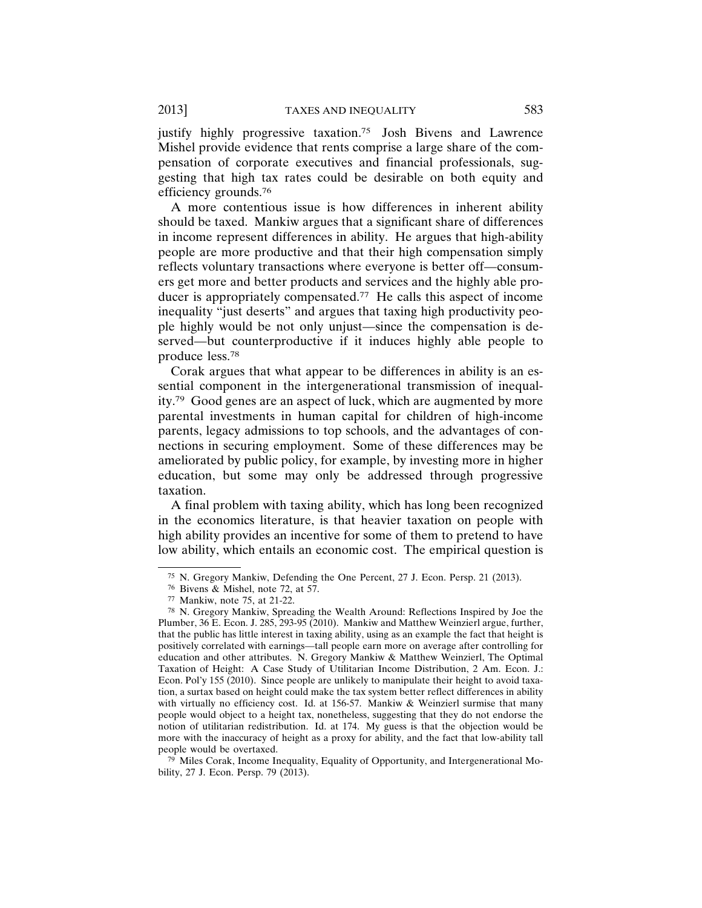justify highly progressive taxation.[75] Josh Bivens and Lawrence Mishel provide evidence that rents comprise a large share of the compensation of corporate executives and financial professionals, suggesting that high tax rates could be desirable on both equity and efficiency grounds.[76]

A more contentious issue is how differences in inherent ability should be taxed. Mankiw argues that a significant share of differences in income represent differences in ability. He argues that high-ability people are more productive and that their high compensation simply reflects voluntary transactions where everyone is better off—consumers get more and better products and services and the highly able producer is appropriately compensated.[77] He calls this aspect of income inequality "just deserts" and argues that taxing high productivity people highly would be not only unjust—since the compensation is deserved—but counterproductive if it induces highly able people to produce less.[78]

Corak argues that what appear to be differences in ability is an essential component in the intergenerational transmission of inequality.[79] Good genes are an aspect of luck, which are augmented by more parental investments in human capital for children of high-income parents, legacy admissions to top schools, and the advantages of connections in securing employment. Some of these differences may be ameliorated by public policy, for example, by investing more in higher education, but some may only be addressed through progressive taxation.

A final problem with taxing ability, which has long been recognized in the economics literature, is that heavier taxation on people with high ability provides an incentive for some of them to pretend to have low ability, which entails an economic cost. The empirical question is

---

[75] N. Gregory Mankiw, Defending the One Percent, 27 J. Econ. Persp. 21 (2013).

[76] Bivens & Mishel, note 72, at 57.

[77] Mankiw, note 75, at 21-22.

[78] N. Gregory Mankiw, Spreading the Wealth Around: Reflections Inspired by Joe the Plumber, 36 E. Econ. J. 285, 293-95 (2010). Mankiw and Matthew Weinzierl argue, further, that the public has little interest in taxing ability, using as an example the fact that height is positively correlated with earnings—tall people earn more on average after controlling for education and other attributes. N. Gregory Mankiw & Matthew Weinzierl, The Optimal Taxation of Height: A Case Study of Utilitarian Income Distribution, 2 Am. Econ. J.: Econ. Pol'y 155 (2010). Since people are unlikely to manipulate their height to avoid taxation, a surtax based on height could make the tax system better reflect differences in ability with virtually no efficiency cost. Id. at 156-57. Mankiw & Weinzierl surmise that many people would object to a height tax, nonetheless, suggesting that they do not endorse the notion of utilitarian redistribution. Id. at 174. My guess is that the objection would be more with the inaccuracy of height as a proxy for ability, and the fact that low-ability tall people would be overtaxed.

[79] Miles Corak, Income Inequality, Equality of Opportunity, and Intergenerational Mobility, 27 J. Econ. Persp. 79 (2013).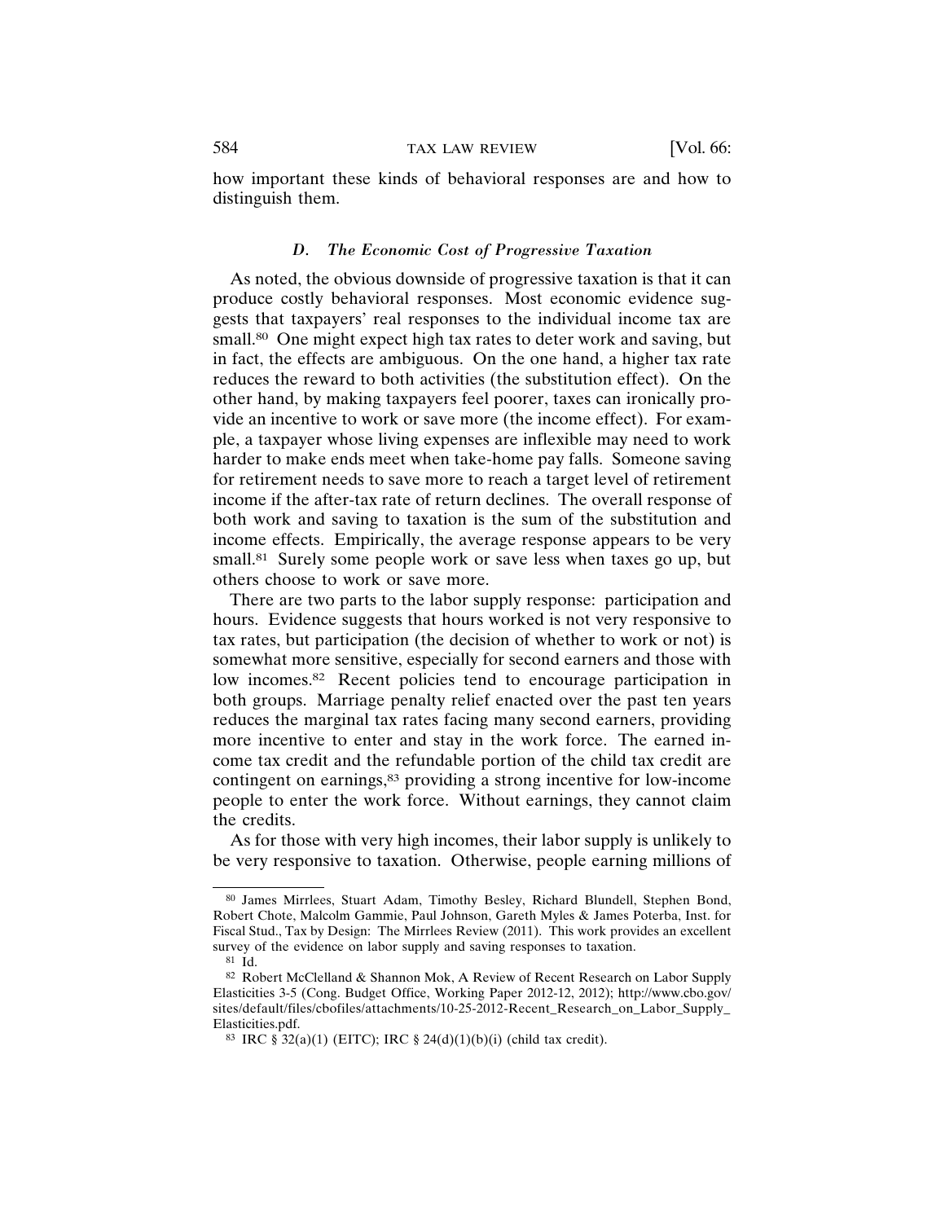how important these kinds of behavioral responses are and how to distinguish them.

### *D. The Economic Cost of Progressive Taxation*

As noted, the obvious downside of progressive taxation is that it can produce costly behavioral responses. Most economic evidence suggests that taxpayers' real responses to the individual income tax are small.[80] One might expect high tax rates to deter work and saving, but in fact, the effects are ambiguous. On the one hand, a higher tax rate reduces the reward to both activities (the substitution effect). On the other hand, by making taxpayers feel poorer, taxes can ironically provide an incentive to work or save more (the income effect). For example, a taxpayer whose living expenses are inflexible may need to work harder to make ends meet when take-home pay falls. Someone saving for retirement needs to save more to reach a target level of retirement income if the after-tax rate of return declines. The overall response of both work and saving to taxation is the sum of the substitution and income effects. Empirically, the average response appears to be very small.[81] Surely some people work or save less when taxes go up, but others choose to work or save more.

There are two parts to the labor supply response: participation and hours. Evidence suggests that hours worked is not very responsive to tax rates, but participation (the decision of whether to work or not) is somewhat more sensitive, especially for second earners and those with low incomes.[82] Recent policies tend to encourage participation in both groups. Marriage penalty relief enacted over the past ten years reduces the marginal tax rates facing many second earners, providing more incentive to enter and stay in the work force. The earned income tax credit and the refundable portion of the child tax credit are contingent on earnings,[83] providing a strong incentive for low-income people to enter the work force. Without earnings, they cannot claim the credits.

As for those with very high incomes, their labor supply is unlikely to be very responsive to taxation. Otherwise, people earning millions of

---

[80] James Mirrlees, Stuart Adam, Timothy Besley, Richard Blundell, Stephen Bond, Robert Chote, Malcolm Gammie, Paul Johnson, Gareth Myles & James Poterba, Inst. for Fiscal Stud., Tax by Design: The Mirrlees Review (2011). This work provides an excellent survey of the evidence on labor supply and saving responses to taxation.

[81] Id.

[82] Robert McClelland & Shannon Mok, A Review of Recent Research on Labor Supply Elasticities 3-5 (Cong. Budget Office, Working Paper 2012-12, 2012); http://www.cbo.gov/sites/default/files/cbofiles/attachments/10-25-2012-Recent_Research_on_Labor_Supply_Elasticities.pdf.

[83] IRC § 32(a)(1) (EITC); IRC § 24(d)(1)(b)(i) (child tax credit).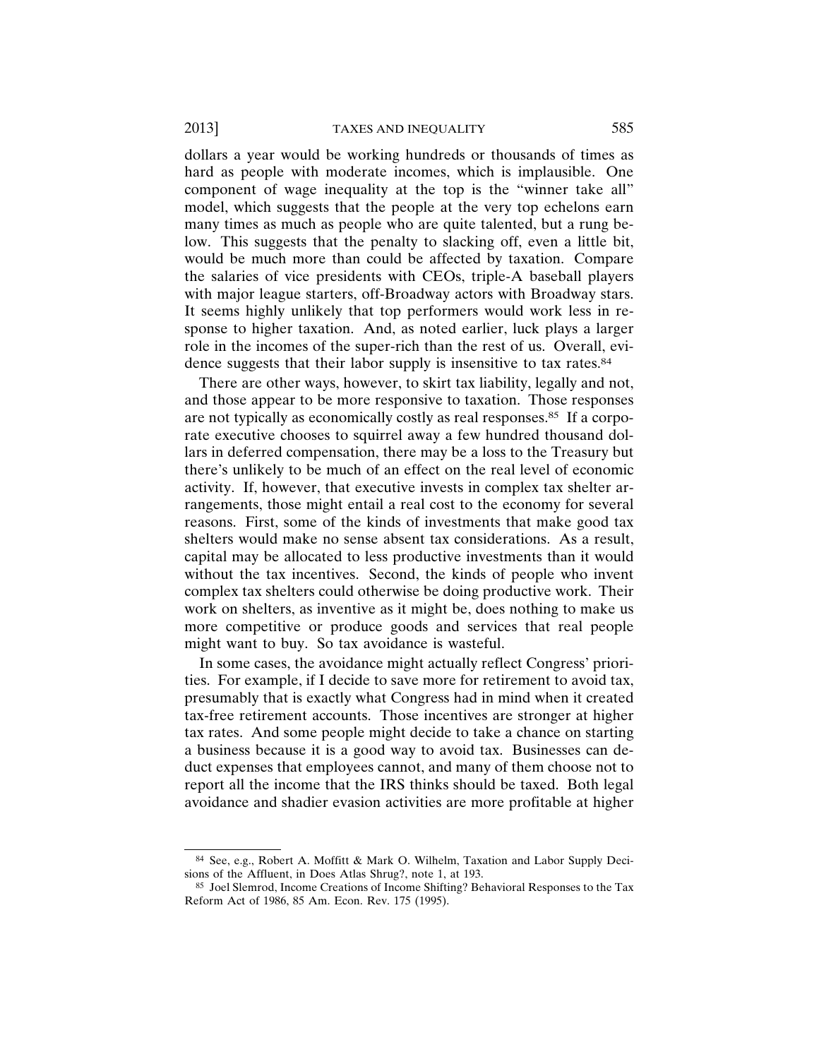dollars a year would be working hundreds or thousands of times as hard as people with moderate incomes, which is implausible. One component of wage inequality at the top is the "winner take all" model, which suggests that the people at the very top echelons earn many times as much as people who are quite talented, but a rung below. This suggests that the penalty to slacking off, even a little bit, would be much more than could be affected by taxation. Compare the salaries of vice presidents with CEOs, triple-A baseball players with major league starters, off-Broadway actors with Broadway stars. It seems highly unlikely that top performers would work less in response to higher taxation. And, as noted earlier, luck plays a larger role in the incomes of the super-rich than the rest of us. Overall, evidence suggests that their labor supply is insensitive to tax rates.[84]

There are other ways, however, to skirt tax liability, legally and not, and those appear to be more responsive to taxation. Those responses are not typically as economically costly as real responses.[85] If a corporate executive chooses to squirrel away a few hundred thousand dollars in deferred compensation, there may be a loss to the Treasury but there's unlikely to be much of an effect on the real level of economic activity. If, however, that executive invests in complex tax shelter arrangements, those might entail a real cost to the economy for several reasons. First, some of the kinds of investments that make good tax shelters would make no sense absent tax considerations. As a result, capital may be allocated to less productive investments than it would without the tax incentives. Second, the kinds of people who invent complex tax shelters could otherwise be doing productive work. Their work on shelters, as inventive as it might be, does nothing to make us more competitive or produce goods and services that real people might want to buy. So tax avoidance is wasteful.

In some cases, the avoidance might actually reflect Congress' priorities. For example, if I decide to save more for retirement to avoid tax, presumably that is exactly what Congress had in mind when it created tax-free retirement accounts. Those incentives are stronger at higher tax rates. And some people might decide to take a chance on starting a business because it is a good way to avoid tax. Businesses can deduct expenses that employees cannot, and many of them choose not to report all the income that the IRS thinks should be taxed. Both legal avoidance and shadier evasion activities are more profitable at higher

---

[84] See, e.g., Robert A. Moffitt & Mark O. Wilhelm, Taxation and Labor Supply Decisions of the Affluent, in Does Atlas Shrug?, note 1, at 193.

[85] Joel Slemrod, Income Creations of Income Shifting? Behavioral Responses to the Tax Reform Act of 1986, 85 Am. Econ. Rev. 175 (1995).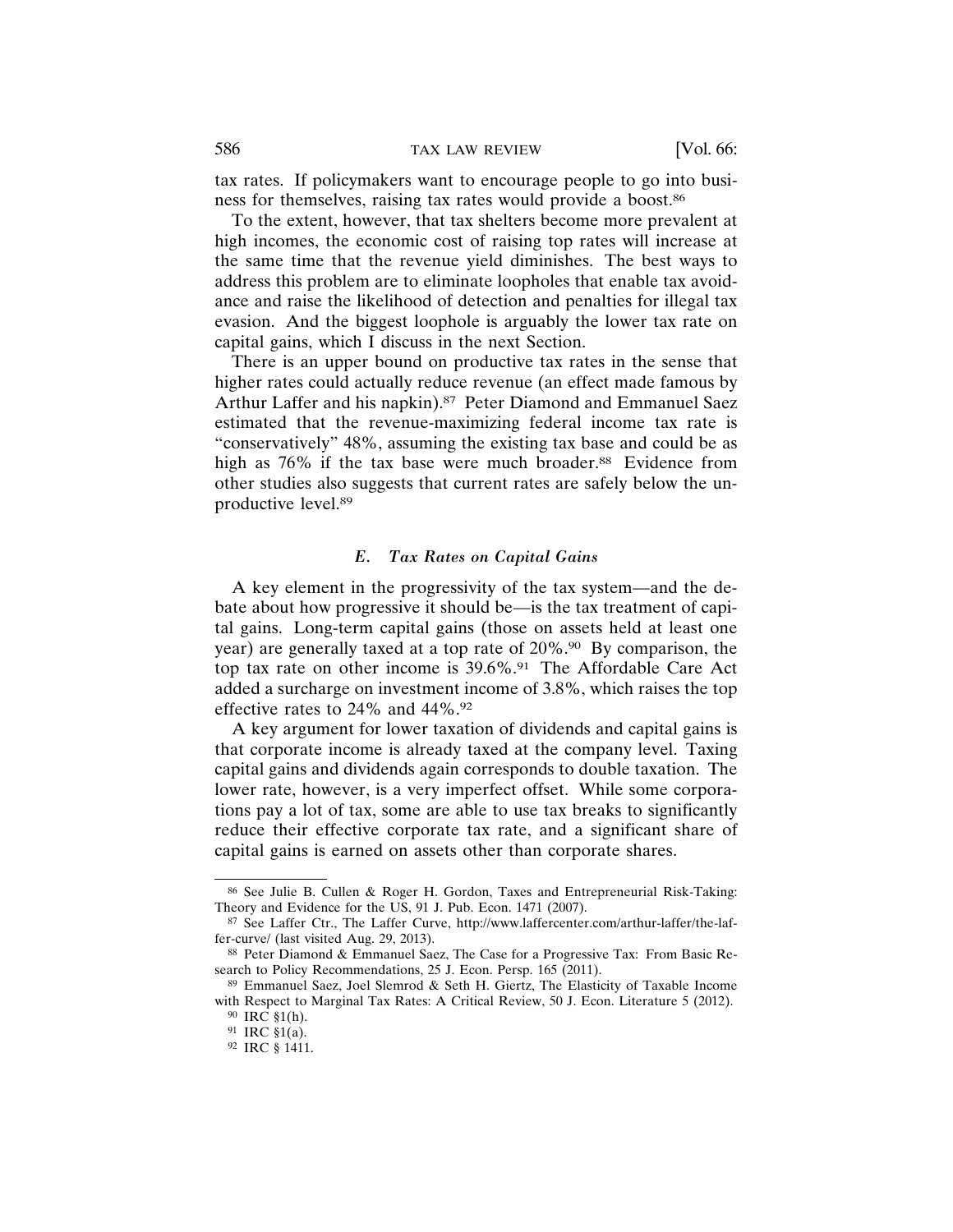tax rates. If policymakers want to encourage people to go into business for themselves, raising tax rates would provide a boost.[86]

To the extent, however, that tax shelters become more prevalent at high incomes, the economic cost of raising top rates will increase at the same time that the revenue yield diminishes. The best ways to address this problem are to eliminate loopholes that enable tax avoidance and raise the likelihood of detection and penalties for illegal tax evasion. And the biggest loophole is arguably the lower tax rate on capital gains, which I discuss in the next Section.

There is an upper bound on productive tax rates in the sense that higher rates could actually reduce revenue (an effect made famous by Arthur Laffer and his napkin).[87] Peter Diamond and Emmanuel Saez estimated that the revenue-maximizing federal income tax rate is "conservatively" 48%, assuming the existing tax base and could be as high as 76% if the tax base were much broader.[88] Evidence from other studies also suggests that current rates are safely below the unproductive level.[89]

### *E. Tax Rates on Capital Gains*

A key element in the progressivity of the tax system—and the debate about how progressive it should be—is the tax treatment of capital gains. Long-term capital gains (those on assets held at least one year) are generally taxed at a top rate of 20%.[90] By comparison, the top tax rate on other income is 39.6%.[91] The Affordable Care Act added a surcharge on investment income of 3.8%, which raises the top effective rates to 24% and 44%.[92]

A key argument for lower taxation of dividends and capital gains is that corporate income is already taxed at the company level. Taxing capital gains and dividends again corresponds to double taxation. The lower rate, however, is a very imperfect offset. While some corporations pay a lot of tax, some are able to use tax breaks to significantly reduce their effective corporate tax rate, and a significant share of capital gains is earned on assets other than corporate shares.

---

[86] See Julie B. Cullen & Roger H. Gordon, Taxes and Entrepreneurial Risk-Taking: Theory and Evidence for the US, 91 J. Pub. Econ. 1471 (2007).

[87] See Laffer Ctr., The Laffer Curve, http://www.laffercenter.com/arthur-laffer/the-laffer-curve/ (last visited Aug. 29, 2013).

[88] Peter Diamond & Emmanuel Saez, The Case for a Progressive Tax: From Basic Research to Policy Recommendations, 25 J. Econ. Persp. 165 (2011).

[89] Emmanuel Saez, Joel Slemrod & Seth H. Giertz, The Elasticity of Taxable Income with Respect to Marginal Tax Rates: A Critical Review, 50 J. Econ. Literature 5 (2012).

[90] IRC §1(h).

[91] IRC §1(a).

[92] IRC § 1411.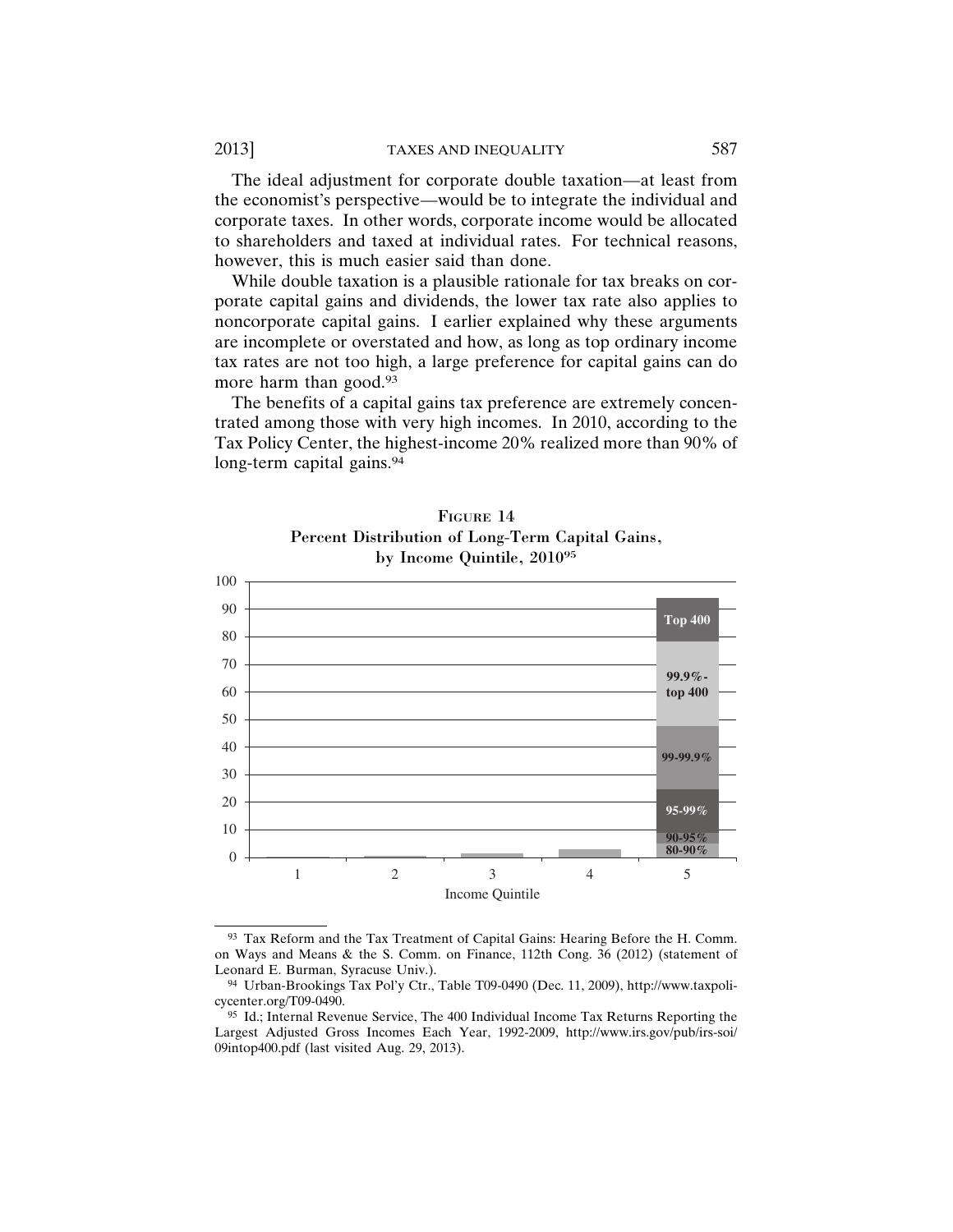The ideal adjustment for corporate double taxation—at least from the economist's perspective—would be to integrate the individual and corporate taxes. In other words, corporate income would be allocated to shareholders and taxed at individual rates. For technical reasons, however, this is much easier said than done.

While double taxation is a plausible rationale for tax breaks on corporate capital gains and dividends, the lower tax rate also applies to noncorporate capital gains. I earlier explained why these arguments are incomplete or overstated and how, as long as top ordinary income tax rates are not too high, a large preference for capital gains can do more harm than good.[93]

The benefits of a capital gains tax preference are extremely concentrated among those with very high incomes. In 2010, according to the Tax Policy Center, the highest-income 20% realized more than 90% of long-term capital gains.[94]

FIGURE 14
**Percent Distribution of Long-Term Capital Gains, by Income Quintile, 2010**[95]

[93] Tax Reform and the Tax Treatment of Capital Gains: Hearing Before the H. Comm. on Ways and Means & the S. Comm. on Finance, 112th Cong. 36 (2012) (statement of Leonard E. Burman, Syracuse Univ.).

[94] Urban-Brookings Tax Pol'y Ctr., Table T09-0490 (Dec. 11, 2009), http://www.taxpolicycenter.org/T09-0490.

[95] Id.; Internal Revenue Service, The 400 Individual Income Tax Returns Reporting the Largest Adjusted Gross Incomes Each Year, 1992-2009, http://www.irs.gov/pub/irs-soi/09intop400.pdf (last visited Aug. 29, 2013).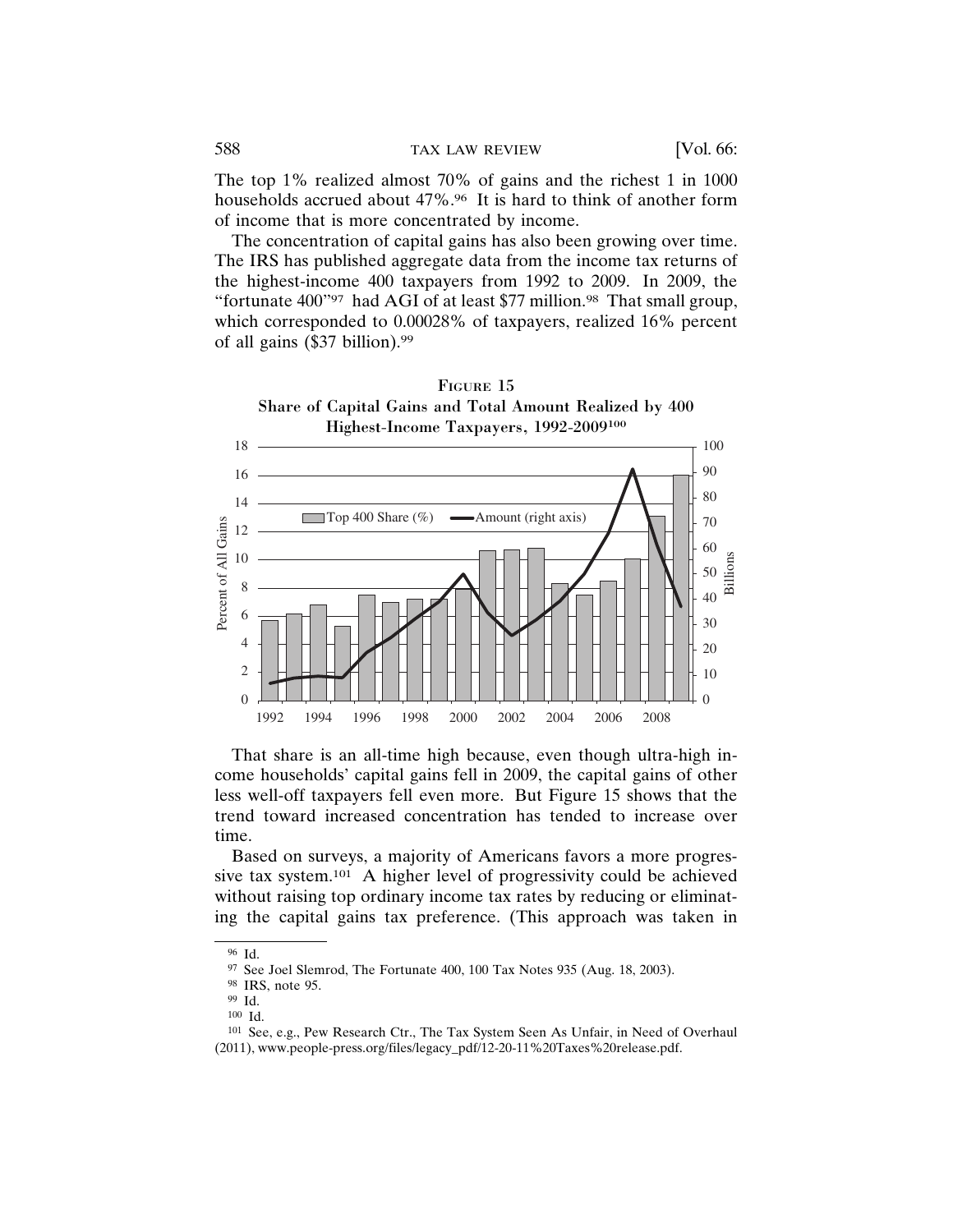The top 1% realized almost 70% of gains and the richest 1 in 1000 households accrued about 47%.[96] It is hard to think of another form of income that is more concentrated by income.

The concentration of capital gains has also been growing over time. The IRS has published aggregate data from the income tax returns of the highest-income 400 taxpayers from 1992 to 2009. In 2009, the "fortunate 400"[97] had AGI of at least $77 million.[98] That small group, which corresponded to 0.00028% of taxpayers, realized 16% percent of all gains ($37 billion).[99]

FIGURE 15
**Share of Capital Gains and Total Amount Realized by 400 Highest-Income Taxpayers, 1992-2009**[100]

That share is an all-time high because, even though ultra-high income households' capital gains fell in 2009, the capital gains of other less well-off taxpayers fell even more. But Figure 15 shows that the trend toward increased concentration has tended to increase over time.

Based on surveys, a majority of Americans favors a more progressive tax system.[101] A higher level of progressivity could be achieved without raising top ordinary income tax rates by reducing or eliminating the capital gains tax preference. (This approach was taken in

---

[96] Id.

[97] See Joel Slemrod, The Fortunate 400, 100 Tax Notes 935 (Aug. 18, 2003).

[98] IRS, note 95.

[99] Id.

[100] Id.

[101] See, e.g., Pew Research Ctr., The Tax System Seen As Unfair, in Need of Overhaul (2011), www.people-press.org/files/legacy_pdf/12-20-11%20Taxes%20release.pdf.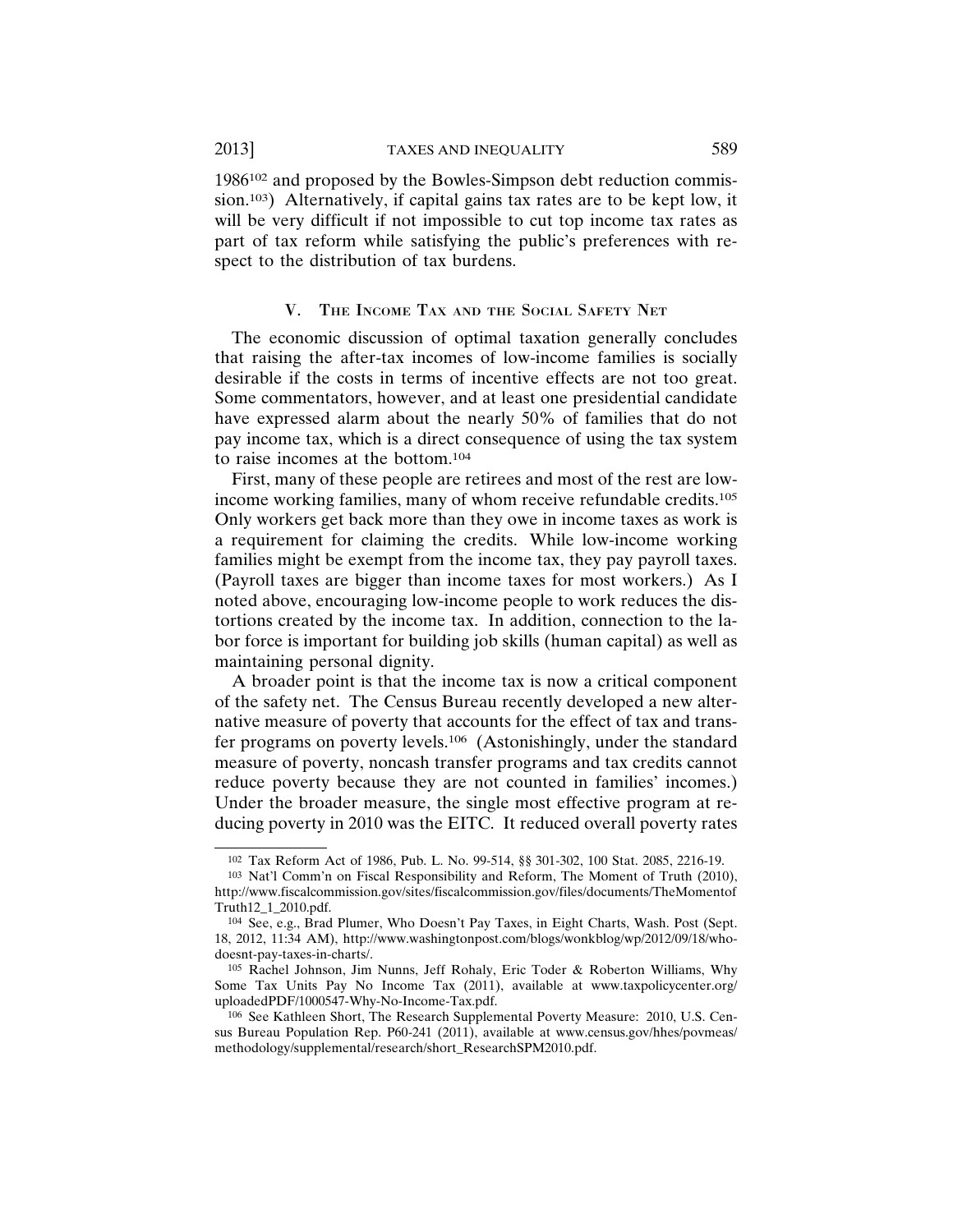1986[102] and proposed by the Bowles-Simpson debt reduction commission.[103]) Alternatively, if capital gains tax rates are to be kept low, it will be very difficult if not impossible to cut top income tax rates as part of tax reform while satisfying the public's preferences with respect to the distribution of tax burdens.

## V. The Income Tax and the Social Safety Net

The economic discussion of optimal taxation generally concludes that raising the after-tax incomes of low-income families is socially desirable if the costs in terms of incentive effects are not too great. Some commentators, however, and at least one presidential candidate have expressed alarm about the nearly 50% of families that do not pay income tax, which is a direct consequence of using the tax system to raise incomes at the bottom.[104]

First, many of these people are retirees and most of the rest are low-income working families, many of whom receive refundable credits.[105] Only workers get back more than they owe in income taxes as work is a requirement for claiming the credits. While low-income working families might be exempt from the income tax, they pay payroll taxes. (Payroll taxes are bigger than income taxes for most workers.) As I noted above, encouraging low-income people to work reduces the distortions created by the income tax. In addition, connection to the labor force is important for building job skills (human capital) as well as maintaining personal dignity.

A broader point is that the income tax is now a critical component of the safety net. The Census Bureau recently developed a new alternative measure of poverty that accounts for the effect of tax and transfer programs on poverty levels.[106] (Astonishingly, under the standard measure of poverty, noncash transfer programs and tax credits cannot reduce poverty because they are not counted in families' incomes.) Under the broader measure, the single most effective program at reducing poverty in 2010 was the EITC. It reduced overall poverty rates

---

[102] Tax Reform Act of 1986, Pub. L. No. 99-514, §§ 301-302, 100 Stat. 2085, 2216-19.

[103] Nat'l Comm'n on Fiscal Responsibility and Reform, The Moment of Truth (2010), http://www.fiscalcommission.gov/sites/fiscalcommission.gov/files/documents/TheMomentofTruth12_1_2010.pdf.

[104] See, e.g., Brad Plumer, Who Doesn't Pay Taxes, in Eight Charts, Wash. Post (Sept. 18, 2012, 11:34 AM), http://www.washingtonpost.com/blogs/wonkblog/wp/2012/09/18/who-doesnt-pay-taxes-in-charts/.

[105] Rachel Johnson, Jim Nunns, Jeff Rohaly, Eric Toder & Roberton Williams, Why Some Tax Units Pay No Income Tax (2011), available at www.taxpolicycenter.org/uploadedPDF/1000547-Why-No-Income-Tax.pdf.

[106] See Kathleen Short, The Research Supplemental Poverty Measure: 2010, U.S. Census Bureau Population Rep. P60-241 (2011), available at www.census.gov/hhes/povmeas/methodology/supplemental/research/short_ResearchSPM2010.pdf.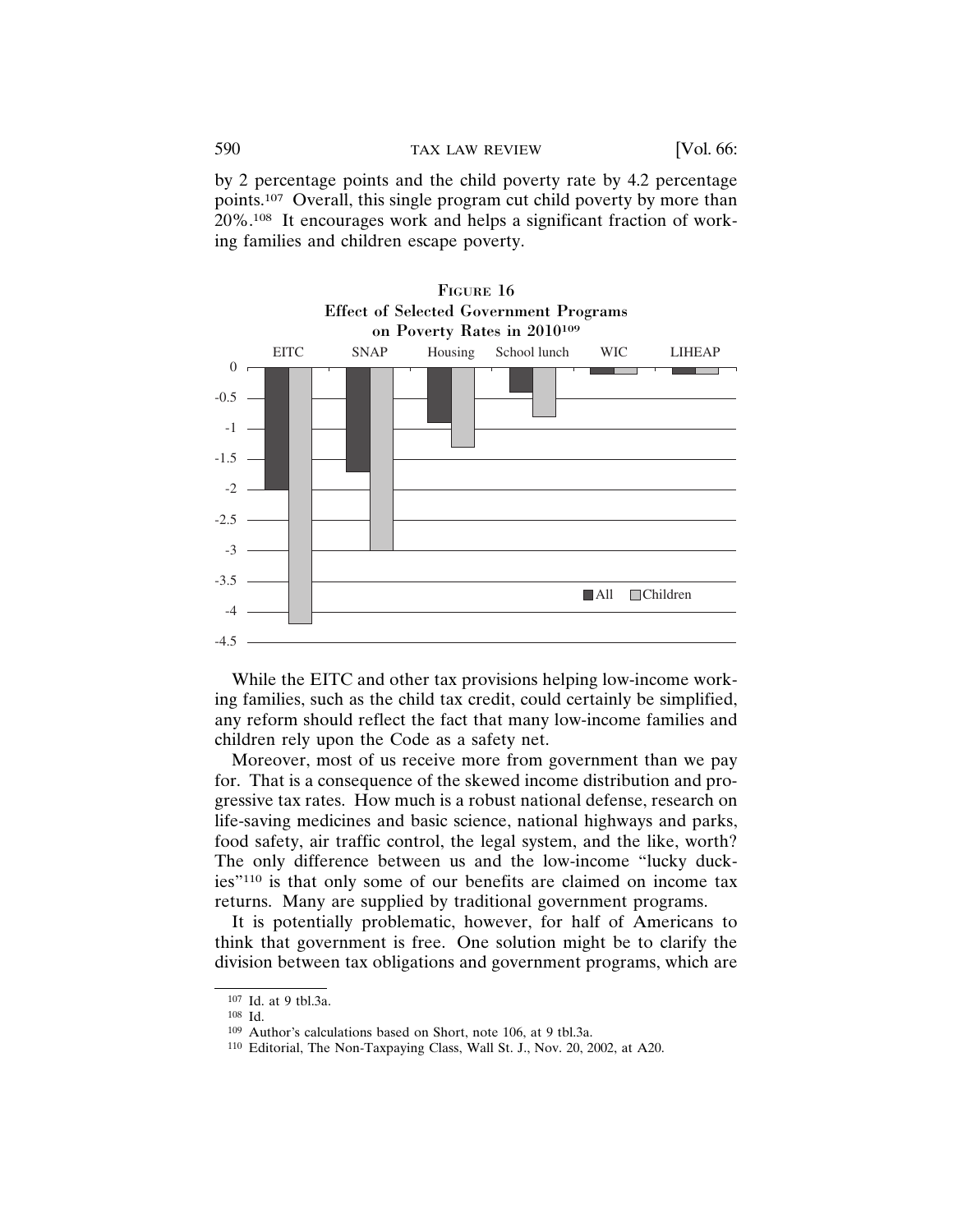by 2 percentage points and the child poverty rate by 4.2 percentage points.[107] Overall, this single program cut child poverty by more than 20%.[108] It encourages work and helps a significant fraction of working families and children escape poverty.

FIGURE 16
Effect of Selected Government Programs on Poverty Rates in 2010[109]

| Program | All | Children |
| --- | --- | --- |
| EITC | -2 | -4.2 |
| SNAP | -1.7 | -3 |
| Housing | -0.9 | -1.3 |
| School lunch | -0.4 | -0.8 |
| WIC | -0.1 | -0.1 |
| LIHEAP | -0.1 | -0.1 |

While the EITC and other tax provisions helping low-income working families, such as the child tax credit, could certainly be simplified, any reform should reflect the fact that many low-income families and children rely upon the Code as a safety net.

Moreover, most of us receive more from government than we pay for. That is a consequence of the skewed income distribution and progressive tax rates. How much is a robust national defense, research on life-saving medicines and basic science, national highways and parks, food safety, air traffic control, the legal system, and the like, worth? The only difference between us and the low-income "lucky duckies"[110] is that only some of our benefits are claimed on income tax returns. Many are supplied by traditional government programs.

It is potentially problematic, however, for half of Americans to think that government is free. One solution might be to clarify the division between tax obligations and government programs, which are

---

[107] Id. at 9 tbl.3a.

[108] Id.

[109] Author's calculations based on Short, note 106, at 9 tbl.3a.

[110] Editorial, The Non-Taxpaying Class, Wall St. J., Nov. 20, 2002, at A20.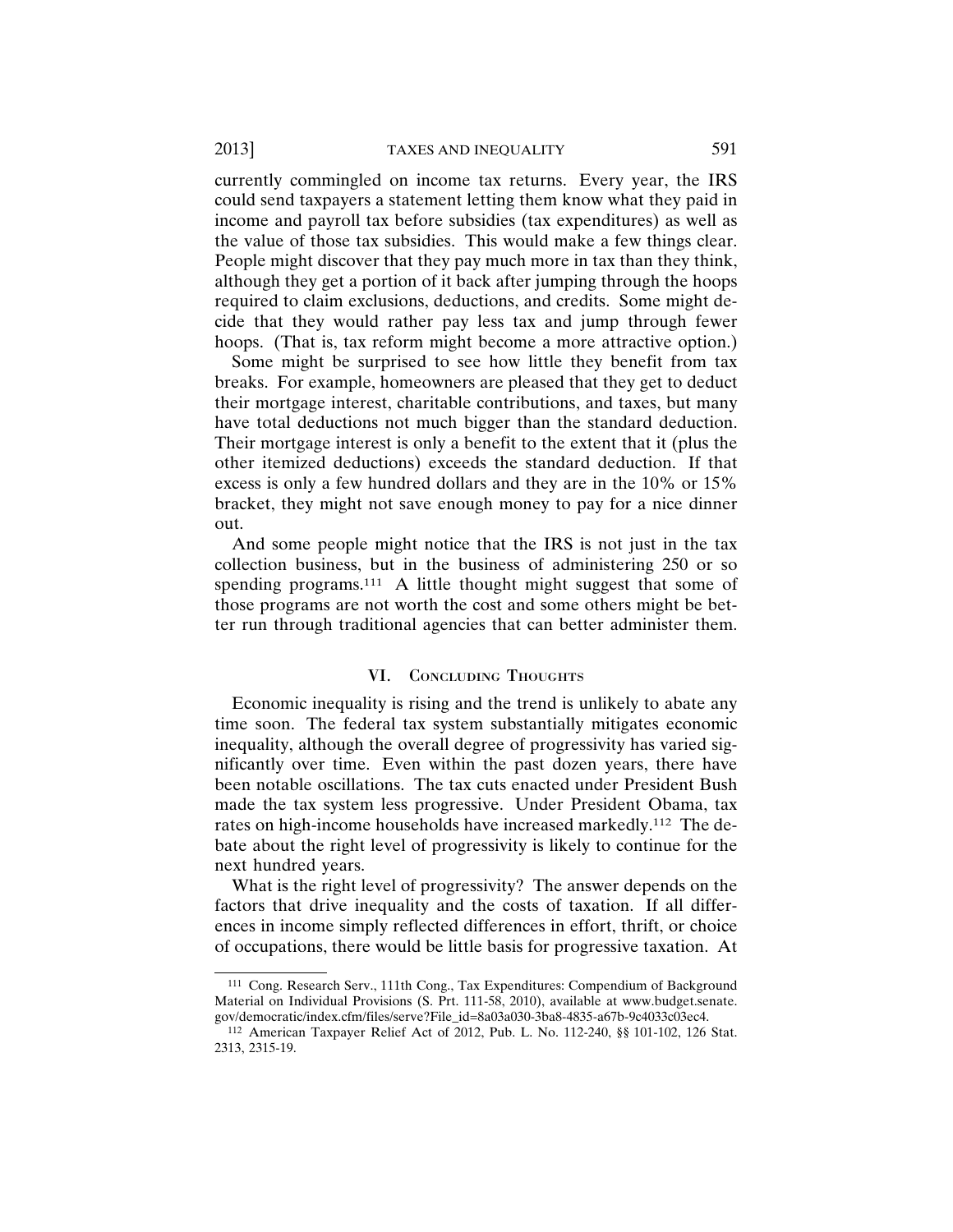currently commingled on income tax returns. Every year, the IRS could send taxpayers a statement letting them know what they paid in income and payroll tax before subsidies (tax expenditures) as well as the value of those tax subsidies. This would make a few things clear. People might discover that they pay much more in tax than they think, although they get a portion of it back after jumping through the hoops required to claim exclusions, deductions, and credits. Some might decide that they would rather pay less tax and jump through fewer hoops. (That is, tax reform might become a more attractive option.)

Some might be surprised to see how little they benefit from tax breaks. For example, homeowners are pleased that they get to deduct their mortgage interest, charitable contributions, and taxes, but many have total deductions not much bigger than the standard deduction. Their mortgage interest is only a benefit to the extent that it (plus the other itemized deductions) exceeds the standard deduction. If that excess is only a few hundred dollars and they are in the 10% or 15% bracket, they might not save enough money to pay for a nice dinner out.

And some people might notice that the IRS is not just in the tax collection business, but in the business of administering 250 or so spending programs.[111] A little thought might suggest that some of those programs are not worth the cost and some others might be better run through traditional agencies that can better administer them.

## VI. Concluding Thoughts

Economic inequality is rising and the trend is unlikely to abate any time soon. The federal tax system substantially mitigates economic inequality, although the overall degree of progressivity has varied significantly over time. Even within the past dozen years, there have been notable oscillations. The tax cuts enacted under President Bush made the tax system less progressive. Under President Obama, tax rates on high-income households have increased markedly.[112] The debate about the right level of progressivity is likely to continue for the next hundred years.

What is the right level of progressivity? The answer depends on the factors that drive inequality and the costs of taxation. If all differences in income simply reflected differences in effort, thrift, or choice of occupations, there would be little basis for progressive taxation. At

---

[111] Cong. Research Serv., 111th Cong., Tax Expenditures: Compendium of Background Material on Individual Provisions (S. Prt. 111-58, 2010), available at www.budget.senate.gov/democratic/index.cfm/files/serve?File_id=8a03a030-3ba8-4835-a67b-9c4033c03ec4.

[112] American Taxpayer Relief Act of 2012, Pub. L. No. 112-240, §§ 101-102, 126 Stat. 2313, 2315-19.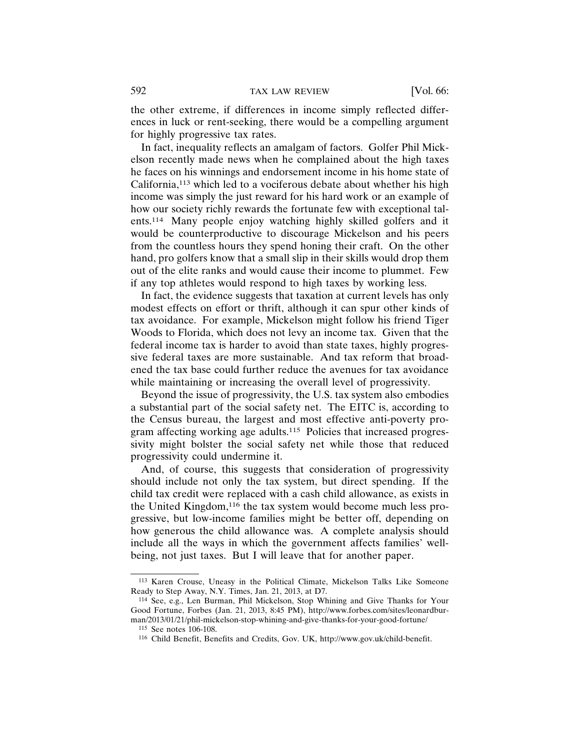the other extreme, if differences in income simply reflected differences in luck or rent-seeking, there would be a compelling argument for highly progressive tax rates.

In fact, inequality reflects an amalgam of factors. Golfer Phil Mickelson recently made news when he complained about the high taxes he faces on his winnings and endorsement income in his home state of California,[113] which led to a vociferous debate about whether his high income was simply the just reward for his hard work or an example of how our society richly rewards the fortunate few with exceptional talents.[114] Many people enjoy watching highly skilled golfers and it would be counterproductive to discourage Mickelson and his peers from the countless hours they spend honing their craft. On the other hand, pro golfers know that a small slip in their skills would drop them out of the elite ranks and would cause their income to plummet. Few if any top athletes would respond to high taxes by working less.

In fact, the evidence suggests that taxation at current levels has only modest effects on effort or thrift, although it can spur other kinds of tax avoidance. For example, Mickelson might follow his friend Tiger Woods to Florida, which does not levy an income tax. Given that the federal income tax is harder to avoid than state taxes, highly progressive federal taxes are more sustainable. And tax reform that broadened the tax base could further reduce the avenues for tax avoidance while maintaining or increasing the overall level of progressivity.

Beyond the issue of progressivity, the U.S. tax system also embodies a substantial part of the social safety net. The EITC is, according to the Census bureau, the largest and most effective anti-poverty program affecting working age adults.[115] Policies that increased progressivity might bolster the social safety net while those that reduced progressivity could undermine it.

And, of course, this suggests that consideration of progressivity should include not only the tax system, but direct spending. If the child tax credit were replaced with a cash child allowance, as exists in the United Kingdom,[116] the tax system would become much less progressive, but low-income families might be better off, depending on how generous the child allowance was. A complete analysis should include all the ways in which the government affects families' well-being, not just taxes. But I will leave that for another paper.

---

[113] Karen Crouse, Uneasy in the Political Climate, Mickelson Talks Like Someone Ready to Step Away, N.Y. Times, Jan. 21, 2013, at D7.

[114] See, e.g., Len Burman, Phil Mickelson, Stop Whining and Give Thanks for Your Good Fortune, Forbes (Jan. 21, 2013, 8:45 PM), http://www.forbes.com/sites/leonardburman/2013/01/21/phil-mickelson-stop-whining-and-give-thanks-for-your-good-fortune/

[115] See notes 106-108.

[116] Child Benefit, Benefits and Credits, Gov. UK, http://www.gov.uk/child-benefit.